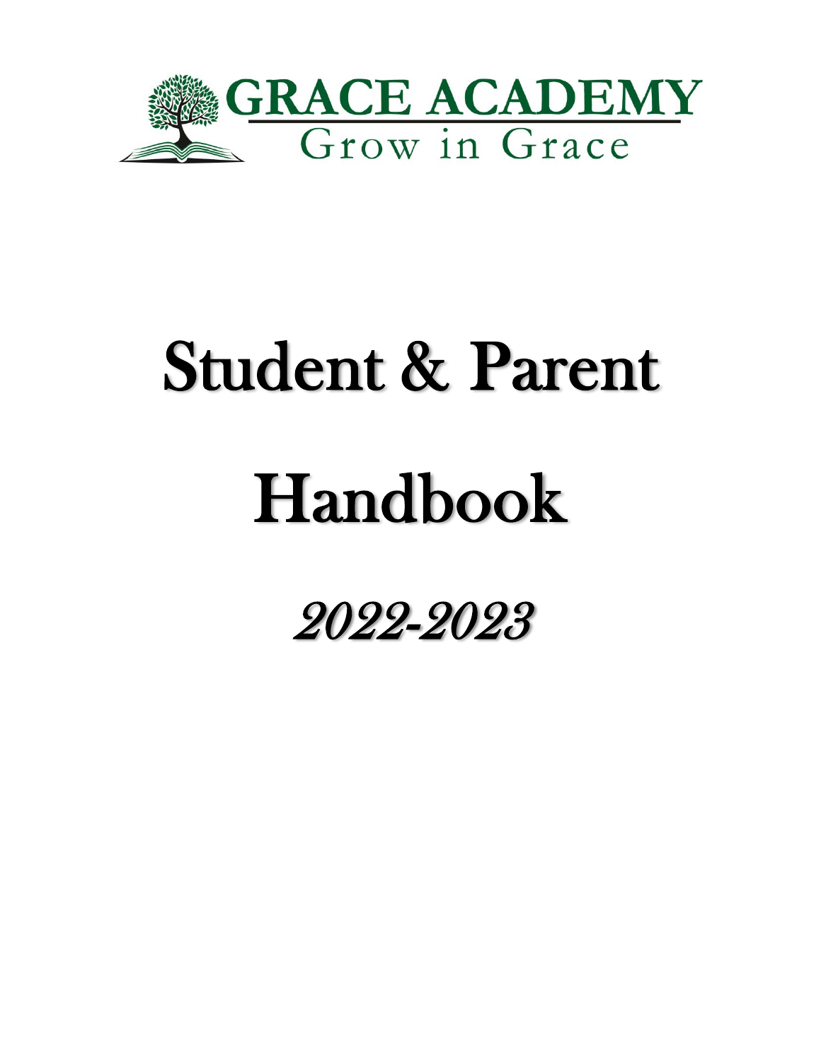GRACE ACADEMY

Grow in Grace

# Student & Parent Handbook

*2022-2023*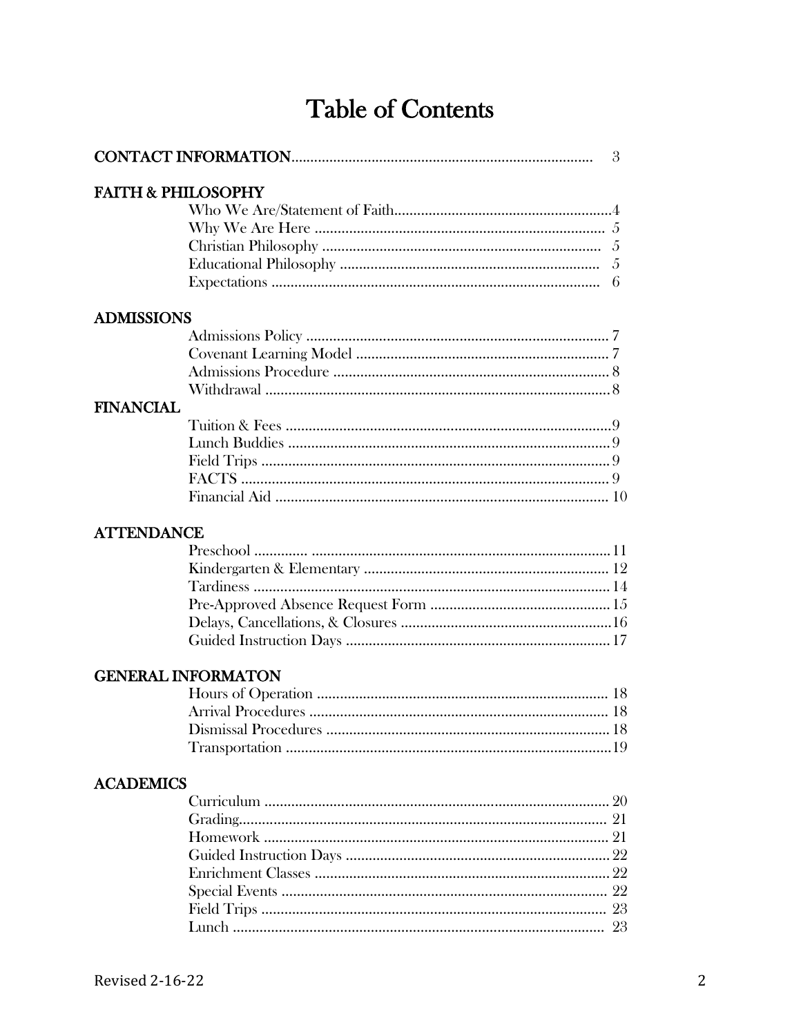# Table of Contents

**CONTACT INFORMATION** .......... 3

**FAITH & PHILOSOPHY**

- Who We Are/Statement of Faith .......... 4
- Why We Are Here .......... 5
- Christian Philosophy .......... 5
- Educational Philosophy .......... 5
- Expectations .......... 6

**ADMISSIONS**

- Admissions Policy .......... 7
- Covenant Learning Model .......... 7
- Admissions Procedure .......... 8
- Withdrawal .......... 8

**FINANCIAL**

- Tuition & Fees .......... 9
- Lunch Buddies .......... 9
- Field Trips .......... 9
- FACTS .......... 9
- Financial Aid .......... 10

**ATTENDANCE**

- Preschool .......... 11
- Kindergarten & Elementary .......... 12
- Tardiness .......... 14
- Pre-Approved Absence Request Form .......... 15
- Delays, Cancellations, & Closures .......... 16
- Guided Instruction Days .......... 17

**GENERAL INFORMATON**

- Hours of Operation .......... 18
- Arrival Procedures .......... 18
- Dismissal Procedures .......... 18
- Transportation .......... 19

**ACADEMICS**

- Curriculum .......... 20
- Grading .......... 21
- Homework .......... 21
- Guided Instruction Days .......... 22
- Enrichment Classes .......... 22
- Special Events .......... 22
- Field Trips .......... 23
- Lunch .......... 23

Revised 2-16-22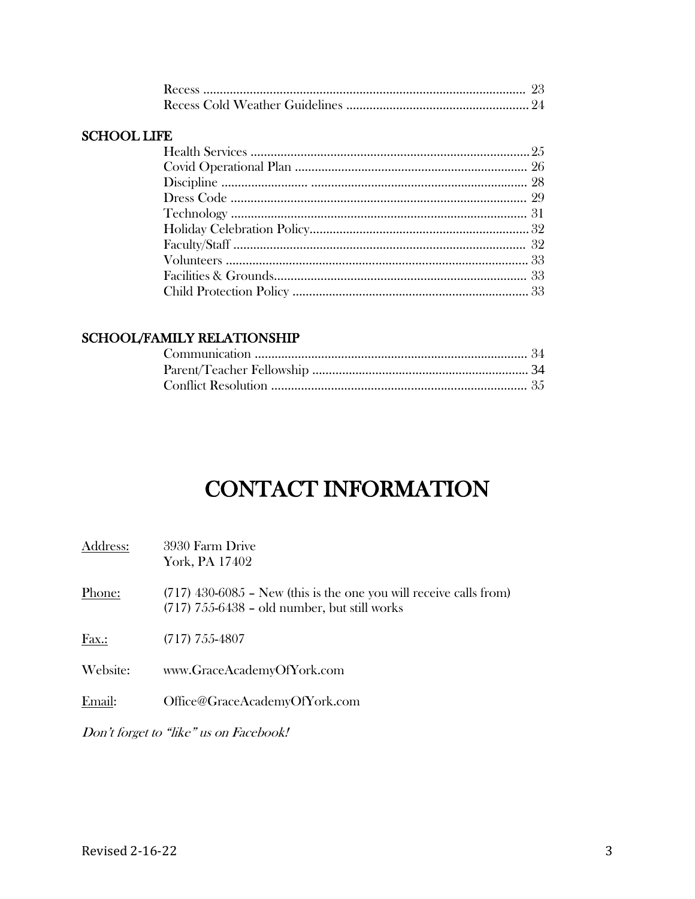Recess ................................................................................................ 23
Recess Cold Weather Guidelines ....................................................... 24

**SCHOOL LIFE**

Health Services ..................................................................................25
Covid Operational Plan ..................................................................... 26
Discipline .......................... ................................................................. 28
Dress Code ......................................................................................... 29
Technology ......................................................................................... 31
Holiday Celebration Policy.................................................................. 32
Faculty/Staff ....................................................................................... 32
Volunteers .......................................................................................... 33
Facilities & Grounds............................................................................ 33
Child Protection Policy ....................................................................... 33

**SCHOOL/FAMILY RELATIONSHIP**

Communication .................................................................................. 34
Parent/Teacher Fellowship ................................................................. 34
Conflict Resolution ............................................................................. 35

# CONTACT INFORMATION

Address: 3930 Farm Drive
York, PA 17402

Phone: (717) 430-6085 – New (this is the one you will receive calls from)
(717) 755-6438 – old number, but still works

Fax.: (717) 755-4807

Website: www.GraceAcademyOfYork.com

Email: Office@GraceAcademyOfYork.com

*Don't forget to "like" us on Facebook!*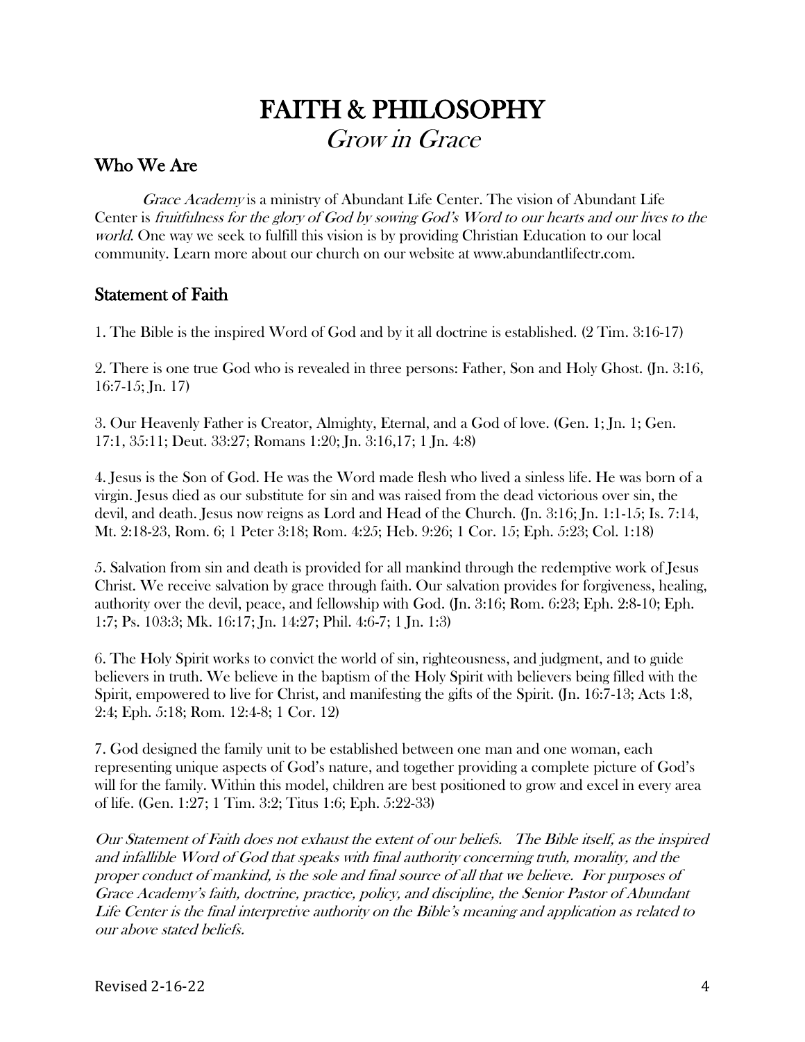# FAITH & PHILOSOPHY

*Grow in Grace*

## Who We Are

*Grace Academy* is a ministry of Abundant Life Center. The vision of Abundant Life Center is *fruitfulness for the glory of God by sowing God's Word to our hearts and our lives to the world*. One way we seek to fulfill this vision is by providing Christian Education to our local community. Learn more about our church on our website at www.abundantlifectr.com.

## Statement of Faith

1. The Bible is the inspired Word of God and by it all doctrine is established. (2 Tim. 3:16-17)

2. There is one true God who is revealed in three persons: Father, Son and Holy Ghost. (Jn. 3:16, 16:7-15; Jn. 17)

3. Our Heavenly Father is Creator, Almighty, Eternal, and a God of love. (Gen. 1; Jn. 1; Gen. 17:1, 35:11; Deut. 33:27; Romans 1:20; Jn. 3:16,17; 1 Jn. 4:8)

4. Jesus is the Son of God. He was the Word made flesh who lived a sinless life. He was born of a virgin. Jesus died as our substitute for sin and was raised from the dead victorious over sin, the devil, and death. Jesus now reigns as Lord and Head of the Church. (Jn. 3:16; Jn. 1:1-15; Is. 7:14, Mt. 2:18-23, Rom. 6; 1 Peter 3:18; Rom. 4:25; Heb. 9:26; 1 Cor. 15; Eph. 5:23; Col. 1:18)

5. Salvation from sin and death is provided for all mankind through the redemptive work of Jesus Christ. We receive salvation by grace through faith. Our salvation provides for forgiveness, healing, authority over the devil, peace, and fellowship with God. (Jn. 3:16; Rom. 6:23; Eph. 2:8-10; Eph. 1:7; Ps. 103:3; Mk. 16:17; Jn. 14:27; Phil. 4:6-7; 1 Jn. 1:3)

6. The Holy Spirit works to convict the world of sin, righteousness, and judgment, and to guide believers in truth. We believe in the baptism of the Holy Spirit with believers being filled with the Spirit, empowered to live for Christ, and manifesting the gifts of the Spirit. (Jn. 16:7-13; Acts 1:8, 2:4; Eph. 5:18; Rom. 12:4-8; 1 Cor. 12)

7. God designed the family unit to be established between one man and one woman, each representing unique aspects of God's nature, and together providing a complete picture of God's will for the family. Within this model, children are best positioned to grow and excel in every area of life. (Gen. 1:27; 1 Tim. 3:2; Titus 1:6; Eph. 5:22-33)

*Our Statement of Faith does not exhaust the extent of our beliefs. The Bible itself, as the inspired and infallible Word of God that speaks with final authority concerning truth, morality, and the proper conduct of mankind, is the sole and final source of all that we believe. For purposes of Grace Academy's faith, doctrine, practice, policy, and discipline, the Senior Pastor of Abundant Life Center is the final interpretive authority on the Bible's meaning and application as related to our above stated beliefs.*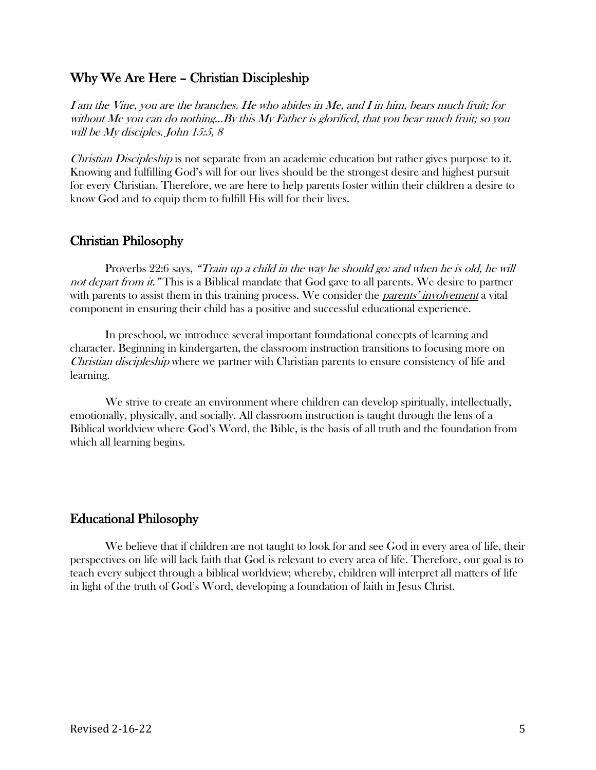## Why We Are Here – Christian Discipleship

*I am the Vine, you are the branches. He who abides in Me, and I in him, bears much fruit; for without Me you can do nothing…By this My Father is glorified, that you bear much fruit; so you will be My disciples. John 15:5, 8*

*Christian Discipleship* is not separate from an academic education but rather gives purpose to it. Knowing and fulfilling God's will for our lives should be the strongest desire and highest pursuit for every Christian. Therefore, we are here to help parents foster within their children a desire to know God and to equip them to fulfill His will for their lives.

## Christian Philosophy

Proverbs 22:6 says, *"Train up a child in the way he should go: and when he is old, he will not depart from it."* This is a Biblical mandate that God gave to all parents. We desire to partner with parents to assist them in this training process. We consider the <u>*parents' involvement*</u> a vital component in ensuring their child has a positive and successful educational experience.

In preschool, we introduce several important foundational concepts of learning and character. Beginning in kindergarten, the classroom instruction transitions to focusing more on *Christian discipleship* where we partner with Christian parents to ensure consistency of life and learning.

We strive to create an environment where children can develop spiritually, intellectually, emotionally, physically, and socially. All classroom instruction is taught through the lens of a Biblical worldview where God's Word, the Bible, is the basis of all truth and the foundation from which all learning begins.

## Educational Philosophy

We believe that if children are not taught to look for and see God in every area of life, their perspectives on life will lack faith that God is relevant to every area of life. Therefore, our goal is to teach every subject through a biblical worldview; whereby, children will interpret all matters of life in light of the truth of God's Word, developing a foundation of faith in Jesus Christ.

Revised 2-16-22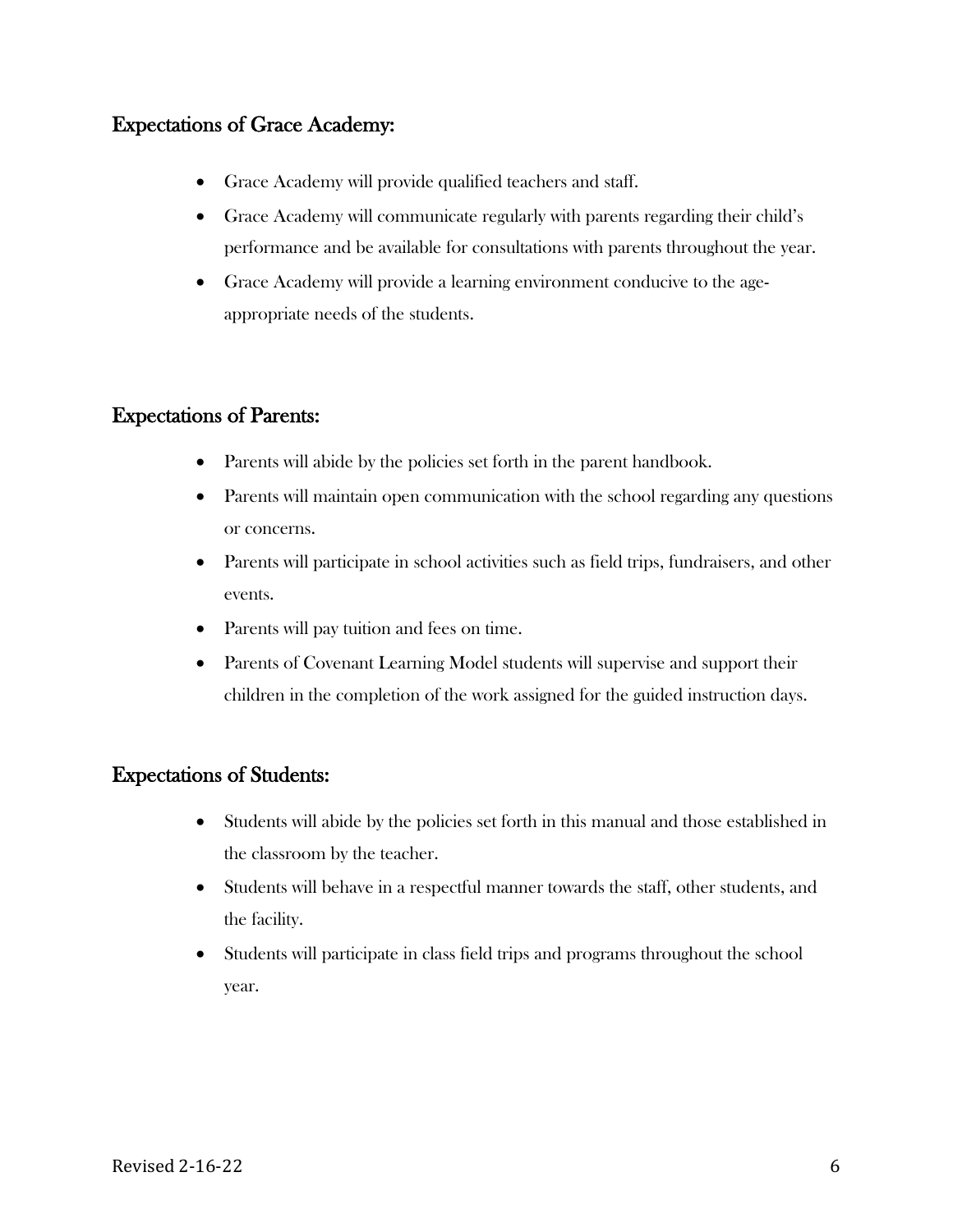## Expectations of Grace Academy:

- Grace Academy will provide qualified teachers and staff.
- Grace Academy will communicate regularly with parents regarding their child's performance and be available for consultations with parents throughout the year.
- Grace Academy will provide a learning environment conducive to the age-appropriate needs of the students.

## Expectations of Parents:

- Parents will abide by the policies set forth in the parent handbook.
- Parents will maintain open communication with the school regarding any questions or concerns.
- Parents will participate in school activities such as field trips, fundraisers, and other events.
- Parents will pay tuition and fees on time.
- Parents of Covenant Learning Model students will supervise and support their children in the completion of the work assigned for the guided instruction days.

## Expectations of Students:

- Students will abide by the policies set forth in this manual and those established in the classroom by the teacher.
- Students will behave in a respectful manner towards the staff, other students, and the facility.
- Students will participate in class field trips and programs throughout the school year.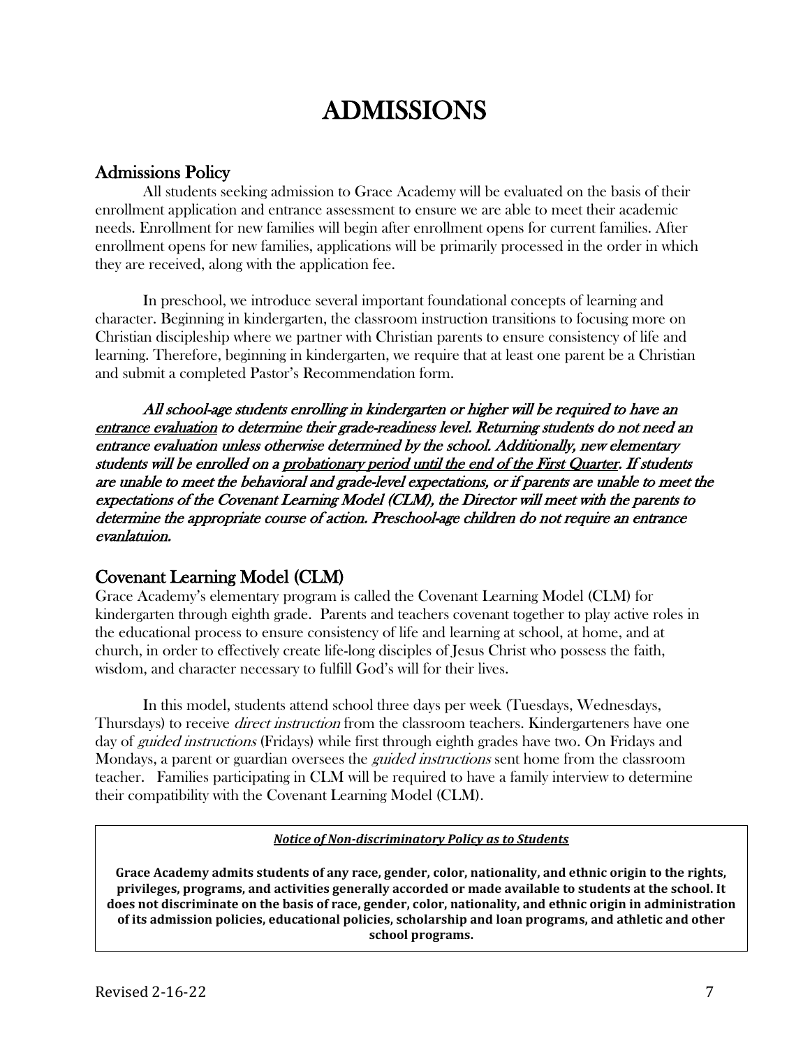# ADMISSIONS

## Admissions Policy

All students seeking admission to Grace Academy will be evaluated on the basis of their enrollment application and entrance assessment to ensure we are able to meet their academic needs. Enrollment for new families will begin after enrollment opens for current families. After enrollment opens for new families, applications will be primarily processed in the order in which they are received, along with the application fee.

In preschool, we introduce several important foundational concepts of learning and character. Beginning in kindergarten, the Christian instruction transitions to focusing more on Christian discipleship where we partner with Christian parents to ensure consistency of life and learning. Therefore, beginning in kindergarten, we require that at least one parent be a Christian and submit a completed Pastor's Recommendation form.

***All school-age students enrolling in kindergarten or higher will be required to have an <u>entrance evaluation</u> to determine their grade-readiness level. Returning students do not need an entrance evaluation unless otherwise determined by the school. Additionally, new elementary students will be enrolled on a <u>probationary period until the end of the First Quarter</u>. If students are unable to meet the behavioral and grade-level expectations, or if parents are unable to meet the expectations of the Covenant Learning Model (CLM), the Director will meet with the parents to determine the appropriate course of action. Preschool-age children do not require an entrance evanlatuion.***

## Covenant Learning Model (CLM)

Grace Academy's elementary program is called the Covenant Learning Model (CLM) for kindergarten through eighth grade. Parents and teachers covenant together to play active roles in the educational process to ensure consistency of life and learning at school, at home, and at church, in order to effectively create life-long disciples of Jesus Christ who possess the faith, wisdom, and character necessary to fulfill God's will for their lives.

In this model, students attend school three days per week (Tuesdays, Wednesdays, Thursdays) to receive *direct instruction* from the classroom teachers. Kindergarteners have one day of *guided instructions* (Fridays) while first through eighth grades have two. On Fridays and Mondays, a parent or guardian oversees the *guided instructions* sent home from the classroom teacher. Families participating in CLM will be required to have a family interview to determine their compatibility with the Covenant Learning Model (CLM).

***<u>Notice of Non-discriminatory Policy as to Students</u>***

**Grace Academy admits students of any race, gender, color, nationality, and ethnic origin to the rights, privileges, programs, and activities generally accorded or made available to students at the school. It does not discriminate on the basis of race, gender, color, nationality, and ethnic origin in administration of its admission policies, educational policies, scholarship and loan programs, and athletic and other school programs.**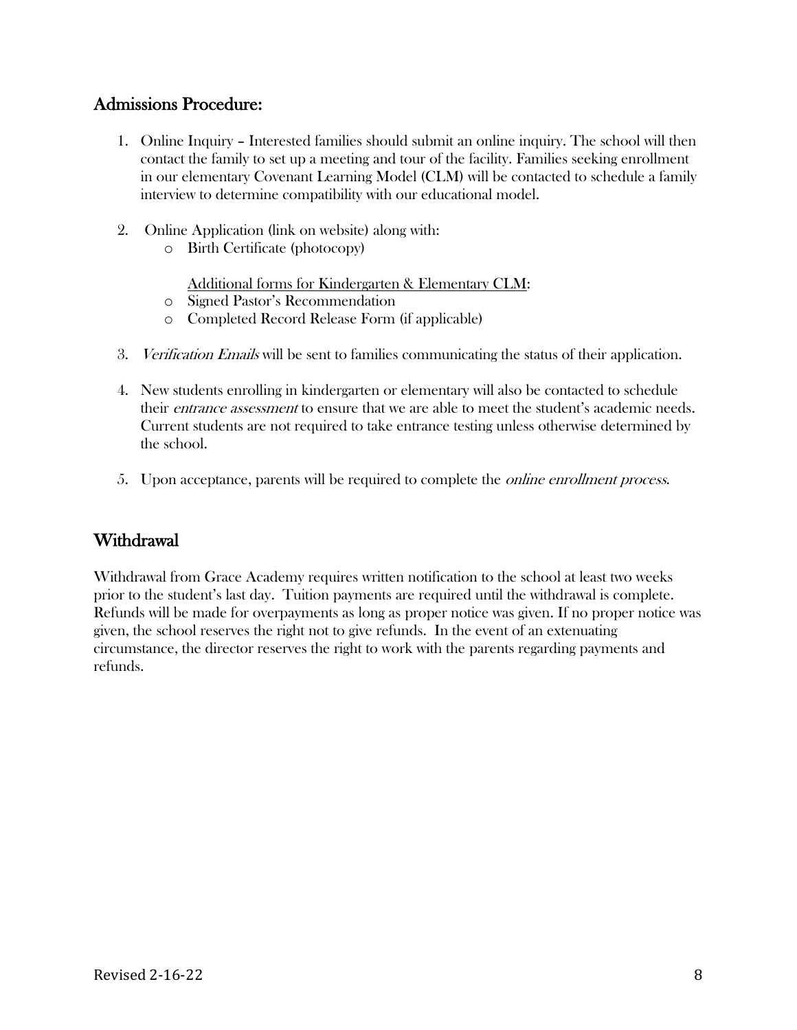## Admissions Procedure:

1. Online Inquiry – Interested families should submit an online inquiry. The school will then contact the family to set up a meeting and tour of the facility. Families seeking enrollment in our elementary Covenant Learning Model (CLM) will be contacted to schedule a family interview to determine compatibility with our educational model.

2. Online Application (link on website) along with:
   - Birth Certificate (photocopy)

   <u>Additional forms for Kindergarten & Elementary CLM</u>:
   - Signed Pastor's Recommendation
   - Completed Record Release Form (if applicable)

3. *Verification Emails* will be sent to families communicating the status of their application.

4. New students enrolling in kindergarten or elementary will also be contacted to schedule their *entrance assessment* to ensure that we are able to meet the student's academic needs. Current students are not required to take entrance testing unless otherwise determined by the school.

5. Upon acceptance, parents will be required to complete the *online enrollment process*.

## Withdrawal

Withdrawal from Grace Academy requires written notification to the school at least two weeks prior to the student's last day. Tuition payments are required until the withdrawal is complete. Refunds will be made for overpayments as long as proper notice was given. If no proper notice was given, the school reserves the right not to give refunds. In the event of an extenuating circumstance, the director reserves the right to work with the parents regarding payments and refunds.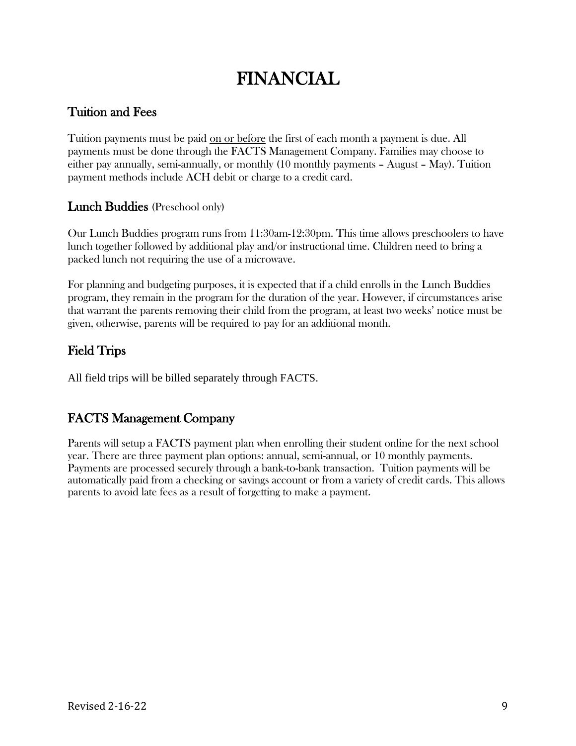# FINANCIAL

## Tuition and Fees

Tuition payments must be paid <u>on or before</u> the first of each month a payment is due. All payments must be done through the FACTS Management Company. Families may choose to either pay annually, semi-annually, or monthly (10 monthly payments – August – May). Tuition payment methods include ACH debit or charge to a credit card.

## Lunch Buddies (Preschool only)

Our Lunch Buddies program runs from 11:30am-12:30pm. This time allows preschoolers to have lunch together followed by additional play and/or instructional time. Children need to bring a packed lunch not requiring the use of a microwave.

For planning and budgeting purposes, it is expected that if a child enrolls in the Lunch Buddies program, they remain in the program for the duration of the year. However, if circumstances arise that warrant the parents removing their child from the program, at least two weeks' notice must be given, otherwise, parents will be required to pay for an additional month.

## Field Trips

All field trips will be billed separately through FACTS.

## FACTS Management Company

Parents will setup a FACTS payment plan when enrolling their student online for the next school year. There are three payment plan options: annual, semi-annual, or 10 monthly payments. Payments are processed securely through a bank-to-bank transaction. Tuition payments will be automatically paid from a checking or savings account or from a variety of credit cards. This allows parents to avoid late fees as a result of forgetting to make a payment.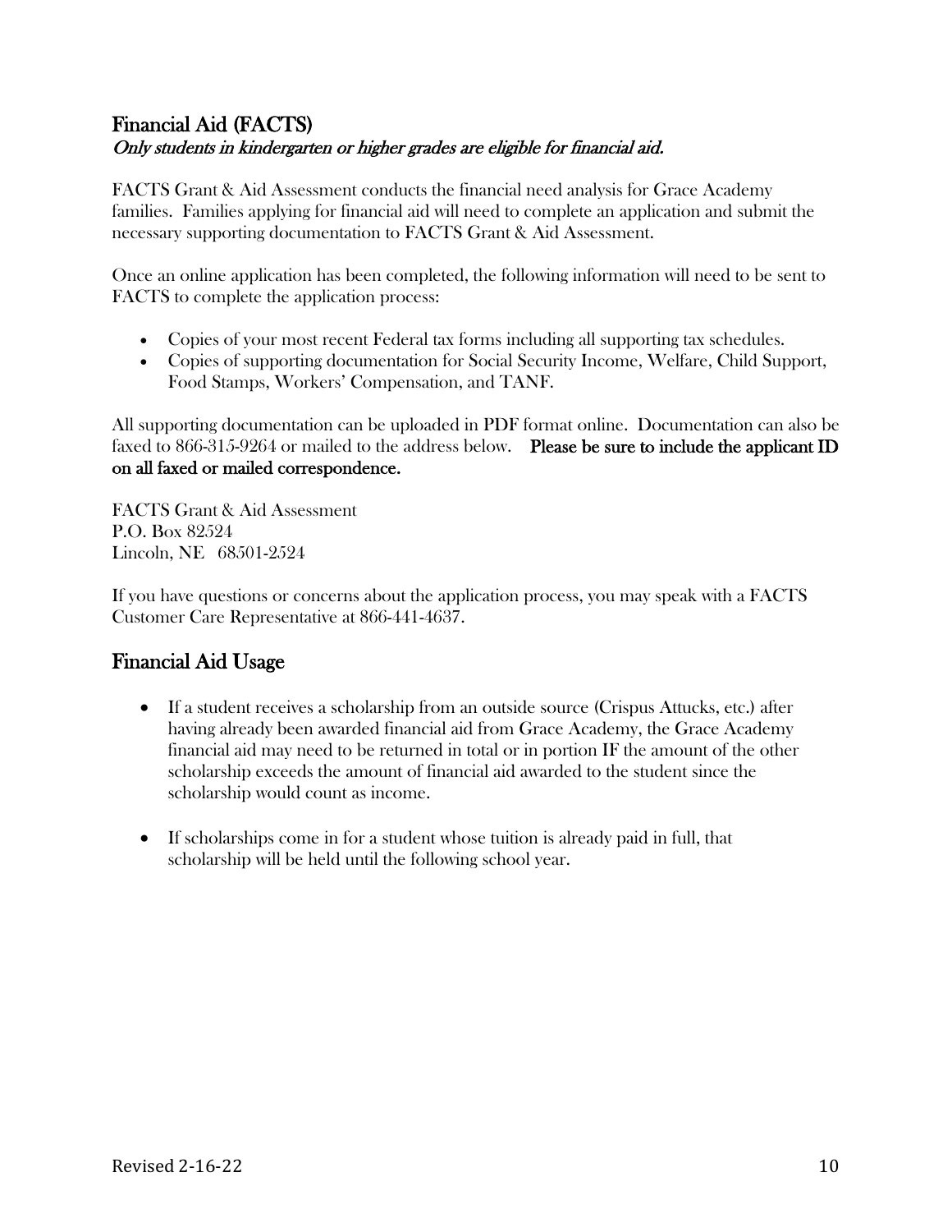## Financial Aid (FACTS)

*Only students in kindergarten or higher grades are eligible for financial aid.*

FACTS Grant & Aid Assessment conducts the financial need analysis for Grace Academy families. Families applying for financial aid will need to complete an application and submit the necessary supporting documentation to FACTS Grant & Aid Assessment.

Once an online application has been completed, the following information will need to be sent to FACTS to complete the application process:

- Copies of your most recent Federal tax forms including all supporting tax schedules.
- Copies of supporting documentation for Social Security Income, Welfare, Child Support, Food Stamps, Workers' Compensation, and TANF.

All supporting documentation can be uploaded in PDF format online. Documentation can also be faxed to 866-315-9264 or mailed to the address below. **Please be sure to include the applicant ID on all faxed or mailed correspondence.**

FACTS Grant & Aid Assessment
P.O. Box 82524
Lincoln, NE 68501-2524

If you have questions or concerns about the application process, you may speak with a FACTS Customer Care Representative at 866-441-4637.

## Financial Aid Usage

- If a student receives a scholarship from an outside source (Crispus Attucks, etc.) after having already been awarded financial aid from Grace Academy, the Grace Academy financial aid may need to be returned in total or in portion IF the amount of the other scholarship exceeds the amount of financial aid awarded to the student since the scholarship would count as income.

- If scholarships come in for a student whose tuition is already paid in full, that scholarship will be held until the following school year.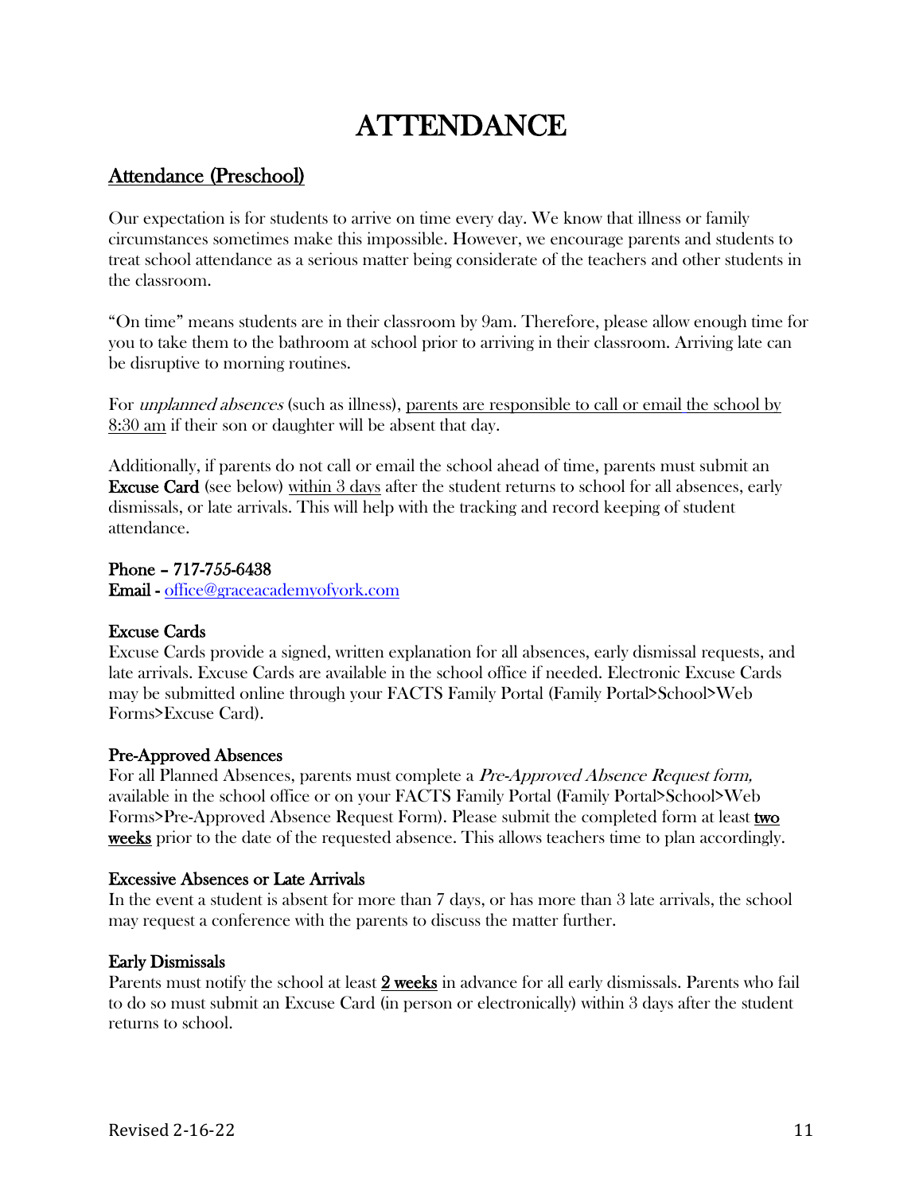# ATTENDANCE

## Attendance (Preschool)

Our expectation is for students to arrive on time every day. We know that illness or family circumstances sometimes make this impossible. However, we encourage parents and students to treat school attendance as a serious matter being considerate of the teachers and other students in the classroom.

"On time" means students are in their classroom by 9am. Therefore, please allow enough time for you to take them to the bathroom at school prior to arriving in their classroom. Arriving late can be disruptive to morning routines.

For *unplanned absences* (such as illness), parents are responsible to call or email the school by 8:30 am if their son or daughter will be absent that day.

Additionally, if parents do not call or email the school ahead of time, parents must submit an **Excuse Card** (see below) within 3 days after the student returns to school for all absences, early dismissals, or late arrivals. This will help with the tracking and record keeping of student attendance.

**Phone – 717-755-6438**
**Email -** office@graceacademyofyork.com

**Excuse Cards**
Excuse Cards provide a signed, written explanation for all absences, early dismissal requests, and late arrivals. Excuse Cards are available in the school office if needed. Electronic Excuse Cards may be submitted online through your FACTS Family Portal (Family Portal>School>Web Forms>Excuse Card).

**Pre-Approved Absences**
For all Planned Absences, parents must complete a *Pre-Approved Absence Request form,* available in the school office or on your FACTS Family Portal (Family Portal>School>Web Forms>Pre-Approved Absence Request Form). Please submit the completed form at least **two weeks** prior to the date of the requested absence. This allows teachers time to plan accordingly.

**Excessive Absences or Late Arrivals**
In the event a student is absent for more than 7 days, or has more than 3 late arrivals, the school may request a conference with the parents to discuss the matter further.

**Early Dismissals**
Parents must notify the school at least **2 weeks** in advance for all early dismissals. Parents who fail to do so must submit an Excuse Card (in person or electronically) within 3 days after the student returns to school.

Revised 2-16-22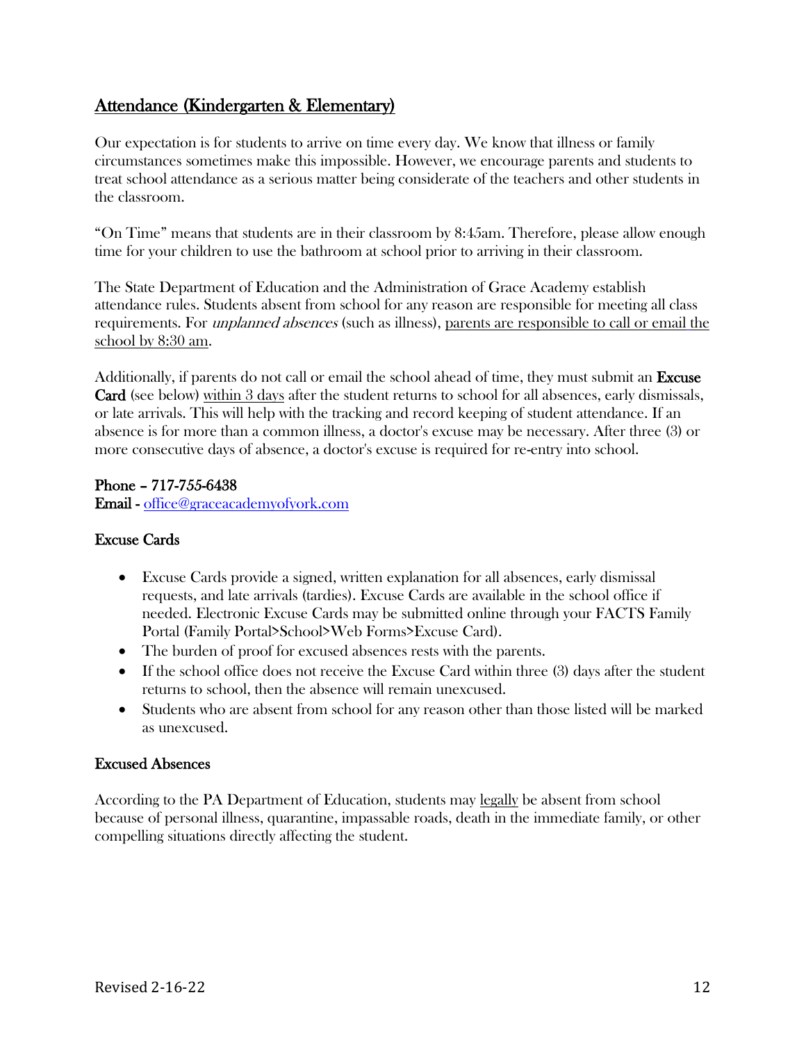## Attendance (Kindergarten & Elementary)

Our expectation is for students to arrive on time every day. We know that illness or family circumstances sometimes make this impossible. However, we encourage parents and students to treat school attendance as a serious matter being considerate of the teachers and other students in the classroom.

"On Time" means that students are in their classroom by 8:45am. Therefore, please allow enough time for your children to use the bathroom at school prior to arriving in their classroom.

The State Department of Education and the Administration of Grace Academy establish attendance rules. Students absent from school for any reason are responsible for meeting all class requirements. For *unplanned absences* (such as illness), parents are responsible to call or email the school by 8:30 am.

Additionally, if parents do not call or email the school ahead of time, they must submit an **Excuse Card** (see below) within 3 days after the student returns to school for all absences, early dismissals, or late arrivals. This will help with the tracking and record keeping of student attendance. If an absence is for more than a common illness, a doctor's excuse may be necessary. After three (3) or more consecutive days of absence, a doctor's excuse is required for re-entry into school.

**Phone – 717-755-6438**
**Email -** office@graceacademyofyork.com

### Excuse Cards

- Excuse Cards provide a signed, written explanation for all absences, early dismissal requests, and late arrivals (tardies). Excuse Cards are available in the school office if needed. Electronic Excuse Cards may be submitted online through your FACTS Family Portal (Family Portal>School>Web Forms>Excuse Card).
- The burden of proof for excused absences rests with the parents.
- If the school office does not receive the Excuse Card within three (3) days after the student returns to school, then the absence will remain unexcused.
- Students who are absent from school for any reason other than those listed will be marked as unexcused.

### Excused Absences

According to the PA Department of Education, students may legally be absent from school because of personal illness, quarantine, impassable roads, death in the immediate family, or other compelling situations directly affecting the student.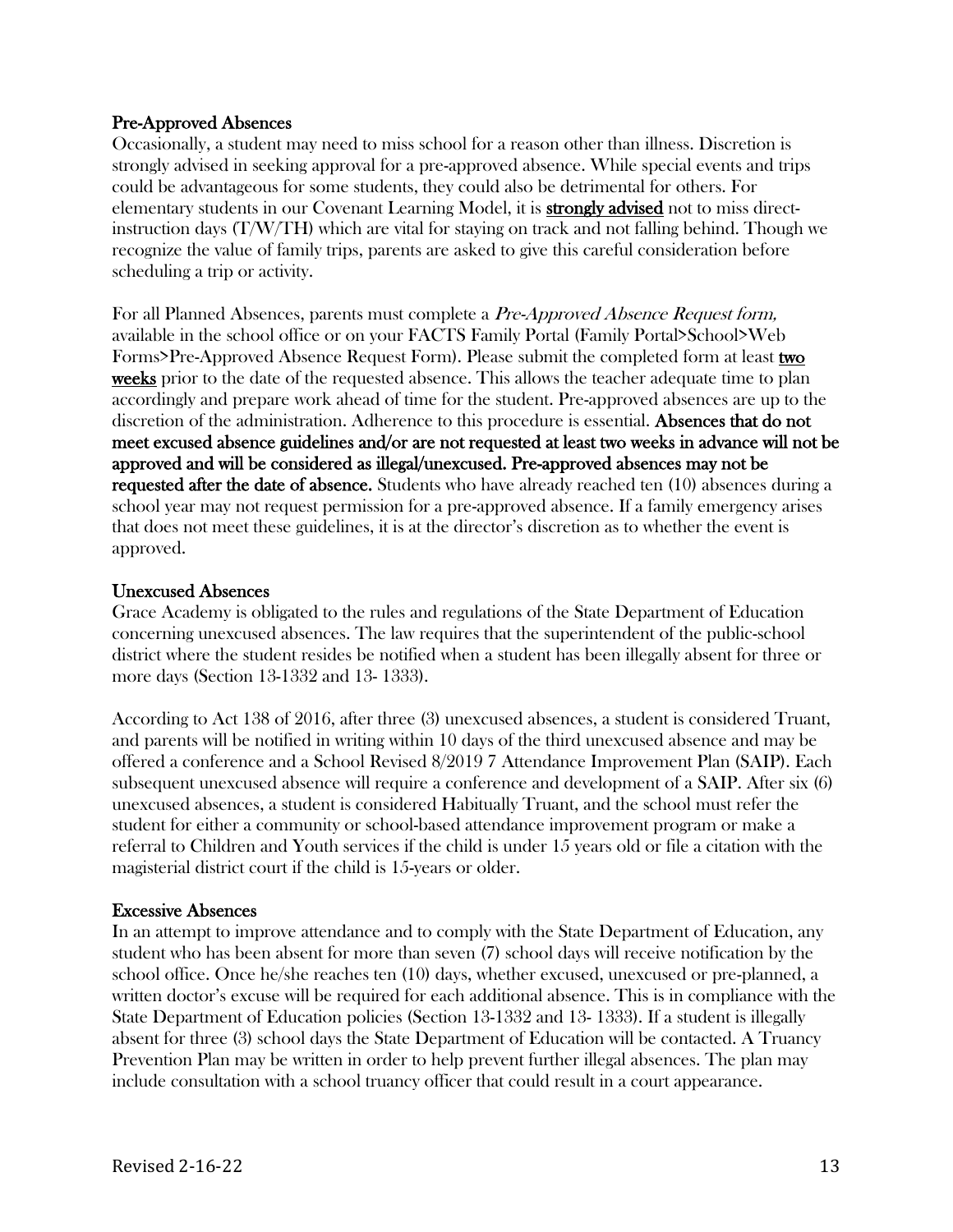### Pre-Approved Absences

Occasionally, a student may need to miss school for a reason other than illness. Discretion is strongly advised in seeking approval for a pre-approved absence. While special events and trips could be advantageous for some students, they could also be detrimental for others. For elementary students in our Covenant Learning Model, it is **strongly advised** not to miss direct-instruction days (T/W/TH) which are vital for staying on track and not falling behind. Though we recognize the value of family trips, parents are asked to give this careful consideration before scheduling a trip or activity.

For all Planned Absences, parents must complete a *Pre-Approved Absence Request form,* available in the school office or on your FACTS Family Portal (Family Portal>School>Web Forms>Pre-Approved Absence Request Form). Please submit the completed form at least **two weeks** prior to the date of the requested absence. This allows the teacher adequate time to plan accordingly and prepare work ahead of time for the student. Pre-approved absences are up to the discretion of the administration. Adherence to this procedure is essential. **Absences that do not meet excused absence guidelines and/or are not requested at least two weeks in advance will not be approved and will be considered as illegal/unexcused. Pre-approved absences may not be requested after the date of absence.** Students who have already reached ten (10) absences during a school year may not request permission for a pre-approved absence. If a family emergency arises that does not meet these guidelines, it is at the director's discretion as to whether the event is approved.

### Unexcused Absences

Grace Academy is obligated to the rules and regulations of the State Department of Education concerning unexcused absences. The law requires that the superintendent of the public-school district where the student resides be notified when a student has been illegally absent for three or more days (Section 13-1332 and 13- 1333).

According to Act 138 of 2016, after three (3) unexcused absences, a student is considered Truant, and parents will be notified in writing within 10 days of the third unexcused absence and may be offered a conference and a School Revised 8/2019 7 Attendance Improvement Plan (SAIP). Each subsequent unexcused absence will require a conference and development of a SAIP. After six (6) unexcused absences, a student is considered Habitually Truant, and the school must refer the student for either a community or school-based attendance improvement program or make a referral to Children and Youth services if the child is under 15 years old or file a citation with the magisterial district court if the child is 15-years or older.

### Excessive Absences

In an attempt to improve attendance and to comply with the State Department of Education, any student who has been absent for more than seven (7) school days will receive notification by the school office. Once he/she reaches ten (10) days, whether excused, unexcused or pre-planned, a written doctor's excuse will be required for each additional absence. This is in compliance with the State Department of Education policies (Section 13-1332 and 13- 1333). If a student is illegally absent for three (3) school days the State Department of Education will be contacted. A Truancy Prevention Plan may be written in order to help prevent further illegal absences. The plan may include consultation with a school truancy officer that could result in a court appearance.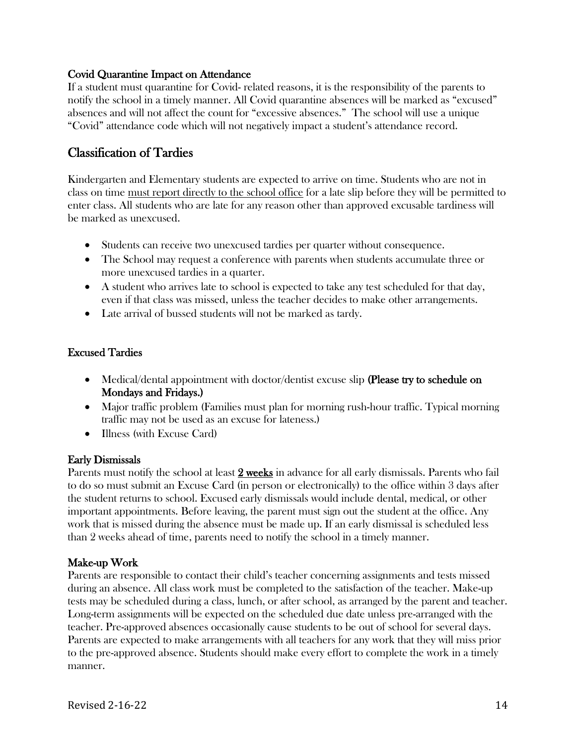### Covid Quarantine Impact on Attendance

If a student must quarantine for Covid- related reasons, it is the responsibility of the parents to notify the school in a timely manner. All Covid quarantine absences will be marked as "excused" absences and will not affect the count for "excessive absences." The school will use a unique "Covid" attendance code which will not negatively impact a student's attendance record.

## Classification of Tardies

Kindergarten and Elementary students are expected to arrive on time. Students who are not in class on time <u>must report directly to the school office</u> for a late slip before they will be permitted to enter class. All students who are late for any reason other than approved excusable tardiness will be marked as unexcused.

- Students can receive two unexcused tardies per quarter without consequence.
- The School may request a conference with parents when students accumulate three or more unexcused tardies in a quarter.
- A student who arrives late to school is expected to take any test scheduled for that day, even if that class was missed, unless the teacher decides to make other arrangements.
- Late arrival of bussed students will not be marked as tardy.

### Excused Tardies

- Medical/dental appointment with doctor/dentist excuse slip **(Please try to schedule on Mondays and Fridays.)**
- Major traffic problem (Families must plan for morning rush-hour traffic. Typical morning traffic may not be used as an excuse for lateness.)
- Illness (with Excuse Card)

### Early Dismissals

Parents must notify the school at least **<u>2 weeks</u>** in advance for all early dismissals. Parents who fail to do so must submit an Excuse Card (in person or electronically) to the office within 3 days after the student returns to school. Excused early dismissals would include dental, medical, or other important appointments. Before leaving, the parent must sign out the student at the office. Any work that is missed during the absence must be made up. If an early dismissal is scheduled less than 2 weeks ahead of time, parents need to notify the school in a timely manner.

### Make-up Work

Parents are responsible to contact their child's teacher concerning assignments and tests missed during an absence. All class work must be completed to the satisfaction of the teacher. Make-up tests may be scheduled during a class, lunch, or after school, as arranged by the parent and teacher. Long-term assignments will be expected on the scheduled due date unless pre-arranged with the teacher. Pre-approved absences occasionally cause students to be out of school for several days. Parents are expected to make arrangements with all teachers for any work that they will miss prior to the pre-approved absence. Students should make every effort to complete the work in a timely manner.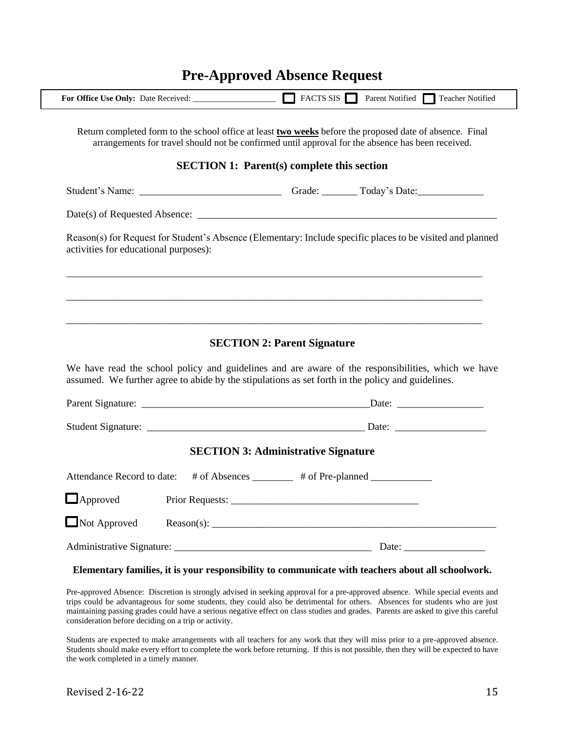# Pre-Approved Absence Request

**For Office Use Only:** Date Received: ____________________ ☐ FACTS SIS ☐ Parent Notified ☐ Teacher Notified

Return completed form to the school office at least **two weeks** before the proposed date of absence. Final arrangements for travel should not be confirmed until approval for the absence has been received.

### SECTION 1: Parent(s) complete this section

Student's Name: ____________________________ Grade: _______ Today's Date:_____________

Date(s) of Requested Absence: ____________________________________________________________

Reason(s) for Request for Student's Absence (Elementary: Include specific places to be visited and planned activities for educational purposes):

_____________________________________________________________________________________

_____________________________________________________________________________________

_____________________________________________________________________________________

### SECTION 2: Parent Signature

We have read the school policy and guidelines and are aware of the responsibilities, which we have assumed. We further agree to abide by the stipulations as set forth in the policy and guidelines.

Parent Signature: _____________________________________________Date: _________________

Student Signature: ___________________________________________ Date: __________________

### SECTION 3: Administrative Signature

Attendance Record to date: # of Absences ________ # of Pre-planned ____________

☐ Approved Prior Requests: _____________________________________

☐ Not Approved Reason(s): ___________________________________________________________

Administrative Signature: ______________________________________ Date: ________________

**Elementary families, it is your responsibility to communicate with teachers about all schoolwork.**

Pre-approved Absence: Discretion is strongly advised in seeking approval for a pre-approved absence. While special events and trips could be advantageous for some students, they could also be detrimental for others. Absences for students who are just maintaining passing grades could have a serious negative effect on class studies and grades. Parents are asked to give this careful consideration before deciding on a trip or activity.

Students are expected to make arrangements with all teachers for any work that they will miss prior to a pre-approved absence. Students should make every effort to complete the work before returning. If this is not possible, then they will be expected to have the work completed in a timely manner.

Revised 2-16-22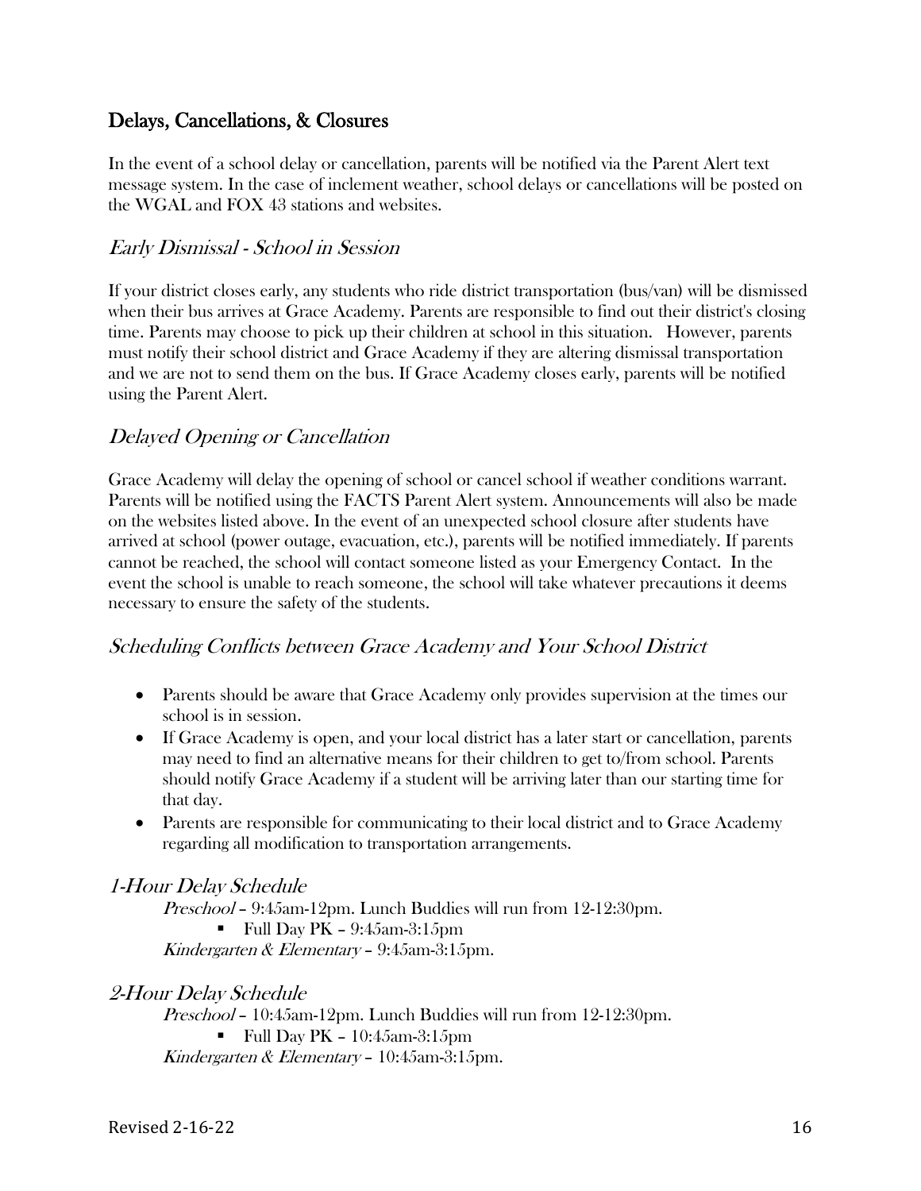## Delays, Cancellations, & Closures

In the event of a school delay or cancellation, parents will be notified via the Parent Alert text message system. In the case of inclement weather, school delays or cancellations will be posted on the WGAL and FOX 43 stations and websites.

### *Early Dismissal - School in Session*

If your district closes early, any students who ride district transportation (bus/van) will be dismissed when their bus arrives at Grace Academy. Parents are responsible to find out their district's closing time. Parents may choose to pick up their children at school in this situation. However, parents must notify their school district and Grace Academy if they are altering dismissal transportation and we are not to send them on the bus. If Grace Academy closes early, parents will be notified using the Parent Alert.

### *Delayed Opening or Cancellation*

Grace Academy will delay the opening of school or cancel school if weather conditions warrant. Parents will be notified using the FACTS Parent Alert system. Announcements will also be made on the websites listed above. In the event of an unexpected school closure after students have arrived at school (power outage, evacuation, etc.), parents will be notified immediately. If parents cannot be reached, the school will contact someone listed as your Emergency Contact. In the event the school is unable to reach someone, the school will take whatever precautions it deems necessary to ensure the safety of the students.

### *Scheduling Conflicts between Grace Academy and Your School District*

- Parents should be aware that Grace Academy only provides supervision at the times our school is in session.
- If Grace Academy is open, and your local district has a later start or cancellation, parents may need to find an alternative means for their children to get to/from school. Parents should notify Grace Academy if a student will be arriving later than our starting time for that day.
- Parents are responsible for communicating to their local district and to Grace Academy regarding all modification to transportation arrangements.

### *1-Hour Delay Schedule*

*Preschool* – 9:45am-12pm. Lunch Buddies will run from 12-12:30pm.
- Full Day PK – 9:45am-3:15pm

*Kindergarten & Elementary* – 9:45am-3:15pm.

### *2-Hour Delay Schedule*

*Preschool* – 10:45am-12pm. Lunch Buddies will run from 12-12:30pm.
- Full Day PK – 10:45am-3:15pm

*Kindergarten & Elementary* – 10:45am-3:15pm.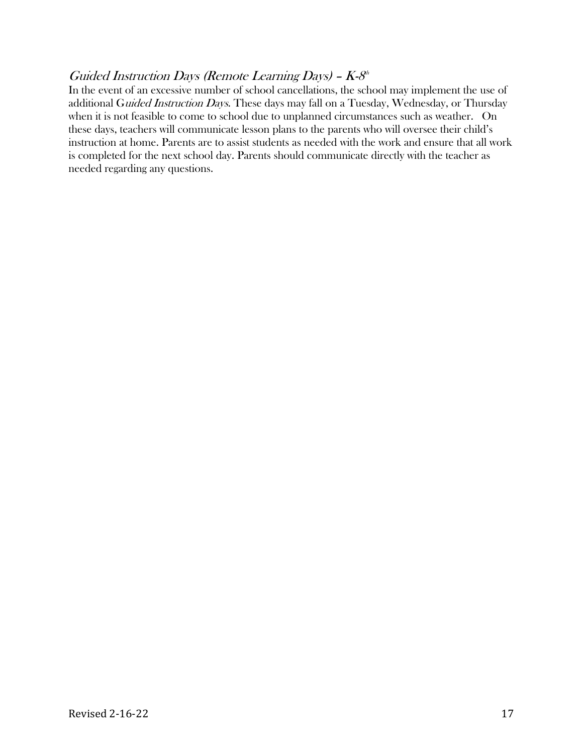### *Guided Instruction Days (Remote Learning Days) – K-8th*

In the event of an excessive number of school cancellations, the school may implement the use of additional G*uided Instruction Days*. These days may fall on a Tuesday, Wednesday, or Thursday when it is not feasible to come to school due to unplanned circumstances such as weather. On these days, teachers will communicate lesson plans to the parents who will oversee their child's instruction at home. Parents are to assist students as needed with the work and ensure that all work is completed for the next school day. Parents should communicate directly with the teacher as needed regarding any questions.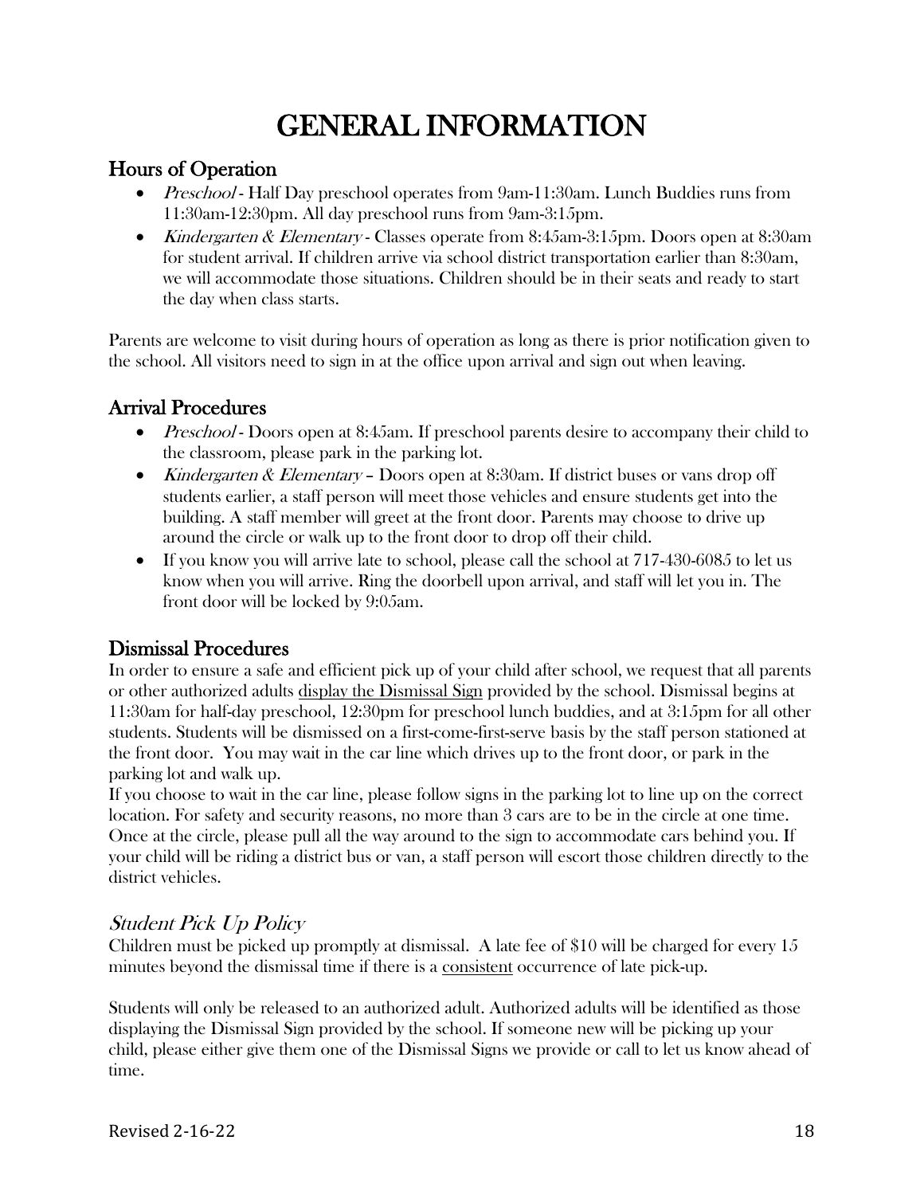# GENERAL INFORMATION

## Hours of Operation

- *Preschool* - Half Day preschool operates from 9am-11:30am. Lunch Buddies runs from 11:30am-12:30pm. All day preschool runs from 9am-3:15pm.
- *Kindergarten & Elementary* - Classes operate from 8:45am-3:15pm. Doors open at 8:30am for student arrival. If children arrive via school district transportation earlier than 8:30am, we will accommodate those situations. Children should be in their seats and ready to start the day when class starts.

Parents are welcome to visit during hours of operation as long as there is prior notification given to the school. All visitors need to sign in at the office upon arrival and sign out when leaving.

## Arrival Procedures

- *Preschool* - Doors open at 8:45am. If preschool parents desire to accompany their child to the classroom, please park in the parking lot.
- *Kindergarten & Elementary* – Doors open at 8:30am. If district buses or vans drop off students earlier, a staff person will meet those vehicles and ensure students get into the building. A staff member will greet at the front door. Parents may choose to drive up around the circle or walk up to the front door to drop off their child.
- If you know you will arrive late to school, please call the school at 717-430-6085 to let us know when you will arrive. Ring the doorbell upon arrival, and staff will let you in. The front door will be locked by 9:05am.

## Dismissal Procedures

In order to ensure a safe and efficient pick up of your child after school, we request that all parents or other authorized adults <u>display the Dismissal Sign</u> provided by the school. Dismissal begins at 11:30am for half-day preschool, 12:30pm for preschool lunch buddies, and at 3:15pm for all other students. Students will be dismissed on a first-come-first-serve basis by the staff person stationed at the front door. You may wait in the car line which drives up to the front door, or park in the parking lot and walk up.

If you choose to wait in the car line, please follow signs in the parking lot to line up on the correct location. For safety and security reasons, no more than 3 cars are to be in the circle at one time. Once at the circle, please pull all the way around to the sign to accommodate cars behind you. If your child will be riding a district bus or van, a staff person will escort those children directly to the district vehicles.

### *Student Pick Up Policy*

Children must be picked up promptly at dismissal. A late fee of $10 will be charged for every 15 minutes beyond the dismissal time if there is a <u>consistent</u> occurrence of late pick-up.

Students will only be released to an authorized adult. Authorized adults will be identified as those displaying the Dismissal Sign provided by the school. If someone new will be picking up your child, please either give them one of the Dismissal Signs we provide or call to let us know ahead of time.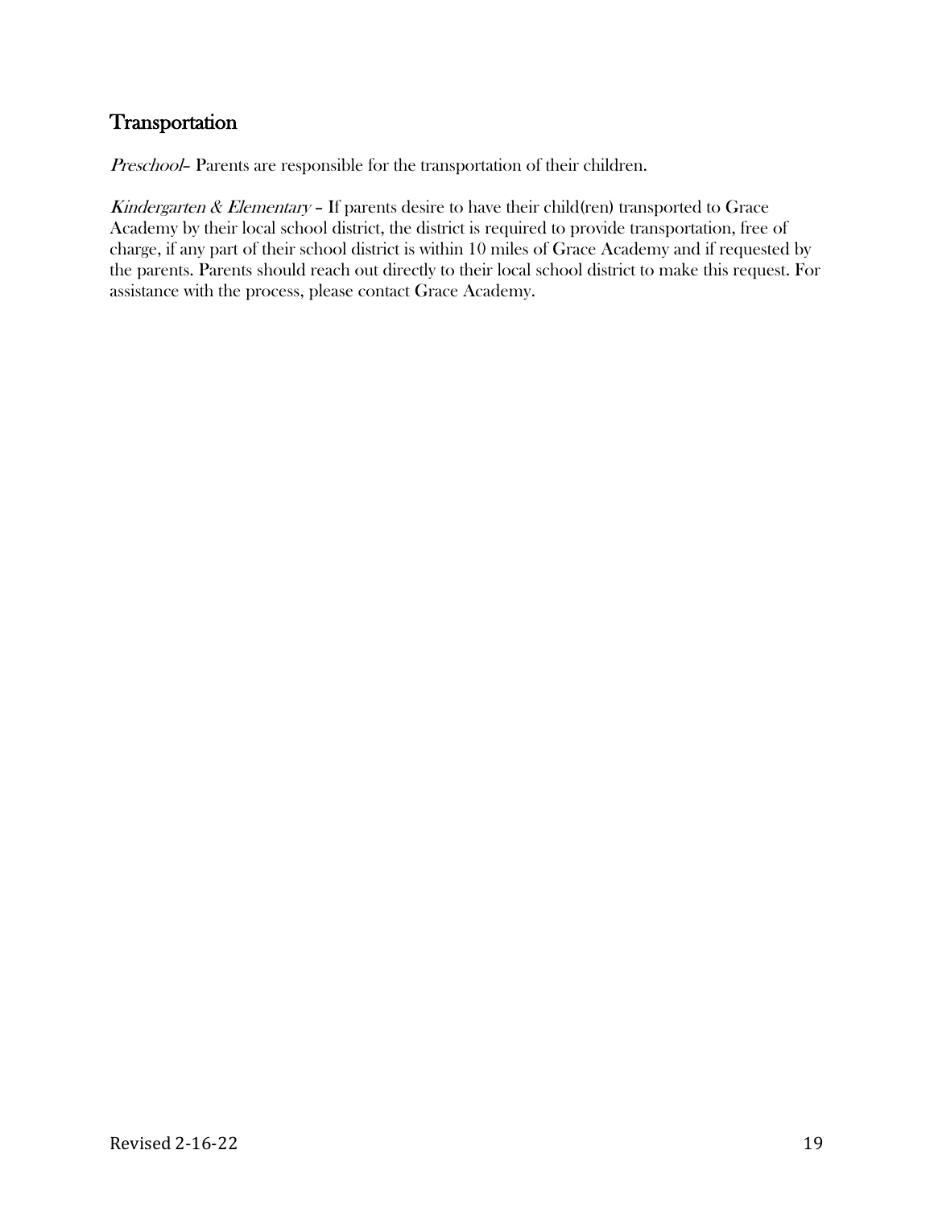## Transportation

*Preschool*– Parents are responsible for the transportation of their children.

*Kindergarten & Elementary* – If parents desire to have their child(ren) transported to Grace Academy by their local school district, the district is required to provide transportation, free of charge, if any part of their school district is within 10 miles of Grace Academy and if requested by the parents. Parents should reach out directly to their local school district to make this request. For assistance with the process, please contact Grace Academy.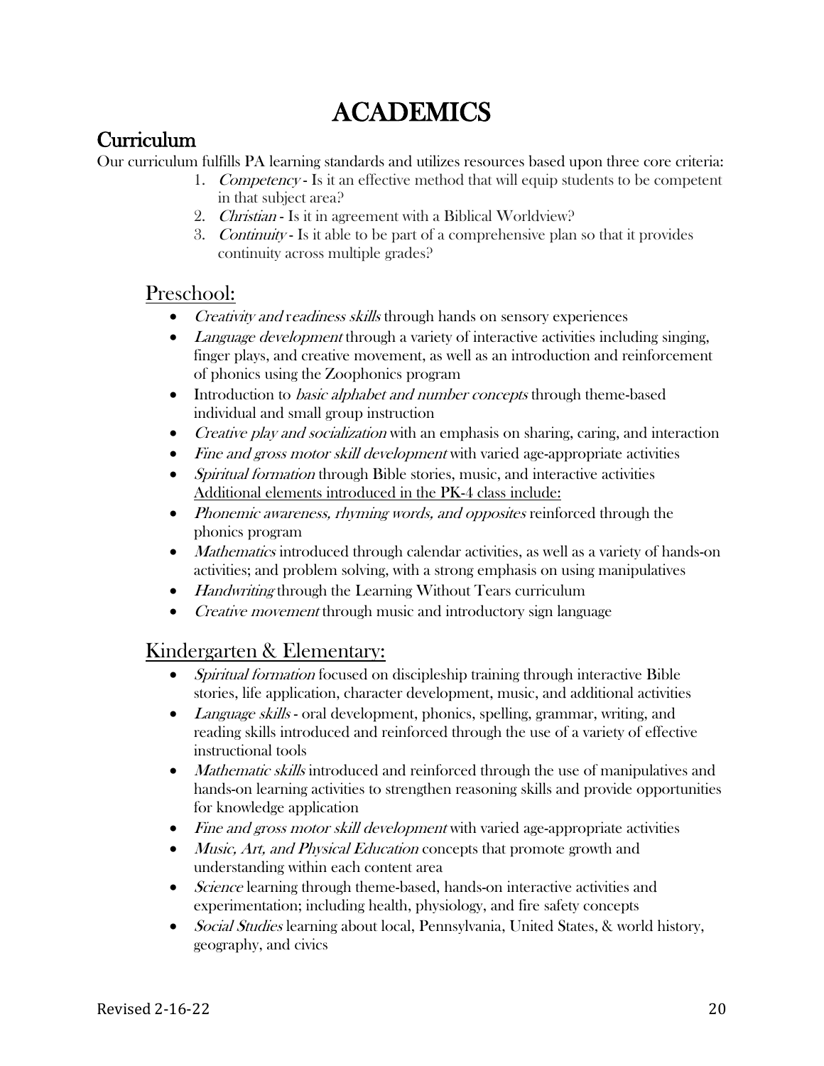# ACADEMICS

## Curriculum

Our curriculum fulfills PA learning standards and utilizes resources based upon three core criteria:

1. *Competency* - Is it an effective method that will equip students to be competent in that subject area?
2. *Christian* - Is it in agreement with a Biblical Worldview?
3. *Continuity* - Is it able to be part of a comprehensive plan so that it provides continuity across multiple grades?

### Preschool:

- *Creativity and readiness skills* through hands on sensory experiences
- *Language development* through a variety of interactive activities including singing, finger plays, and creative movement, as well as an introduction and reinforcement of phonics using the Zoophonics program
- Introduction to *basic alphabet and number concepts* through theme-based individual and small group instruction
- *Creative play and socialization* with an emphasis on sharing, caring, and interaction
- *Fine and gross motor skill development* with varied age-appropriate activities
- *Spiritual formation* through Bible stories, music, and interactive activities

<u>Additional elements introduced in the PK-4 class include:</u>

- *Phonemic awareness, rhyming words, and opposites* reinforced through the phonics program
- *Mathematics* introduced through calendar activities, as well as a variety of hands-on activities; and problem solving, with a strong emphasis on using manipulatives
- *Handwriting* through the Learning Without Tears curriculum
- *Creative movement* through music and introductory sign language

### Kindergarten & Elementary:

- *Spiritual formation* focused on discipleship training through interactive Bible stories, life application, character development, music, and additional activities
- *Language skills* - oral development, phonics, spelling, grammar, writing, and reading skills introduced and reinforced through the use of a variety of effective instructional tools
- *Mathematic skills* introduced and reinforced through the use of manipulatives and hands-on learning activities to strengthen reasoning skills and provide opportunities for knowledge application
- *Fine and gross motor skill development* with varied age-appropriate activities
- *Music, Art, and Physical Education* concepts that promote growth and understanding within each content area
- *Science* learning through theme-based, hands-on interactive activities and experimentation; including health, physiology, and fire safety concepts
- *Social Studies* learning about local, Pennsylvania, United States, & world history, geography, and civics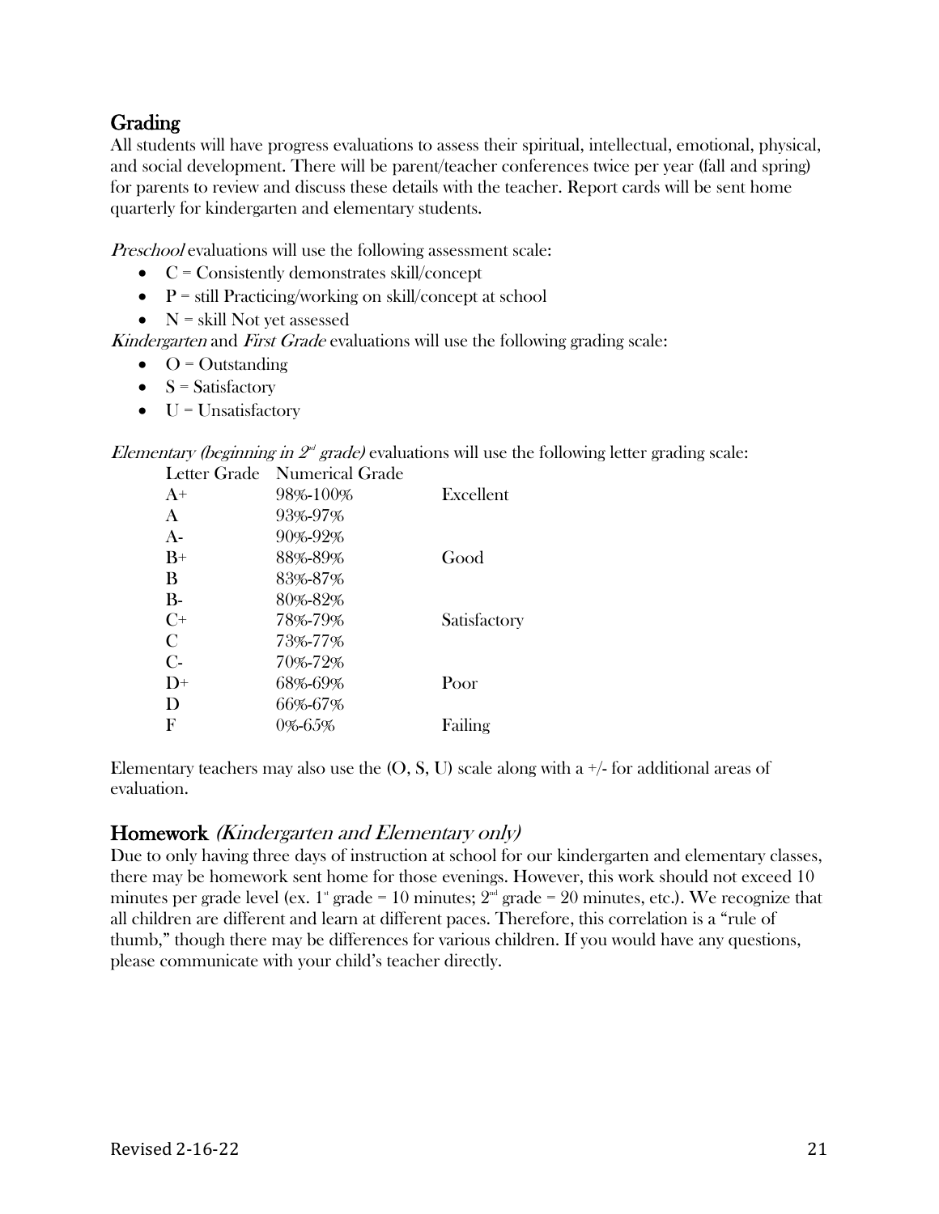## Grading

All students will have progress evaluations to assess their spiritual, intellectual, emotional, physical, and social development. There will be parent/teacher conferences twice per year (fall and spring) for parents to review and discuss these details with the teacher. Report cards will be sent home quarterly for kindergarten and elementary students.

*Preschool* evaluations will use the following assessment scale:

- C = Consistently demonstrates skill/concept
- P = still Practicing/working on skill/concept at school
- N = skill Not yet assessed

*Kindergarten* and *First Grade* evaluations will use the following grading scale:

- O = Outstanding
- S = Satisfactory
- U = Unsatisfactory

*Elementary (beginning in 2nd grade)* evaluations will use the following letter grading scale:

| Letter Grade | Numerical Grade | |
|---|---|---|
| A+ | 98%-100% | Excellent |
| A | 93%-97% | |
| A- | 90%-92% | |
| B+ | 88%-89% | Good |
| B | 83%-87% | |
| B- | 80%-82% | |
| C+ | 78%-79% | Satisfactory |
| C | 73%-77% | |
| C- | 70%-72% | |
| D+ | 68%-69% | Poor |
| D | 66%-67% | |
| F | 0%-65% | Failing |

Elementary teachers may also use the (O, S, U) scale along with a +/- for additional areas of evaluation.

## Homework *(Kindergarten and Elementary only)*

Due to only having three days of instruction at school for our kindergarten and elementary classes, there may be homework sent home for those evenings. However, this work should not exceed 10 minutes per grade level (ex. 1st grade = 10 minutes; 2nd grade = 20 minutes, etc.). We recognize that all children are different and learn at different paces. Therefore, this correlation is a "rule of thumb," though there may be differences for various children. If you would have any questions, please communicate with your child's teacher directly.

Revised 2-16-22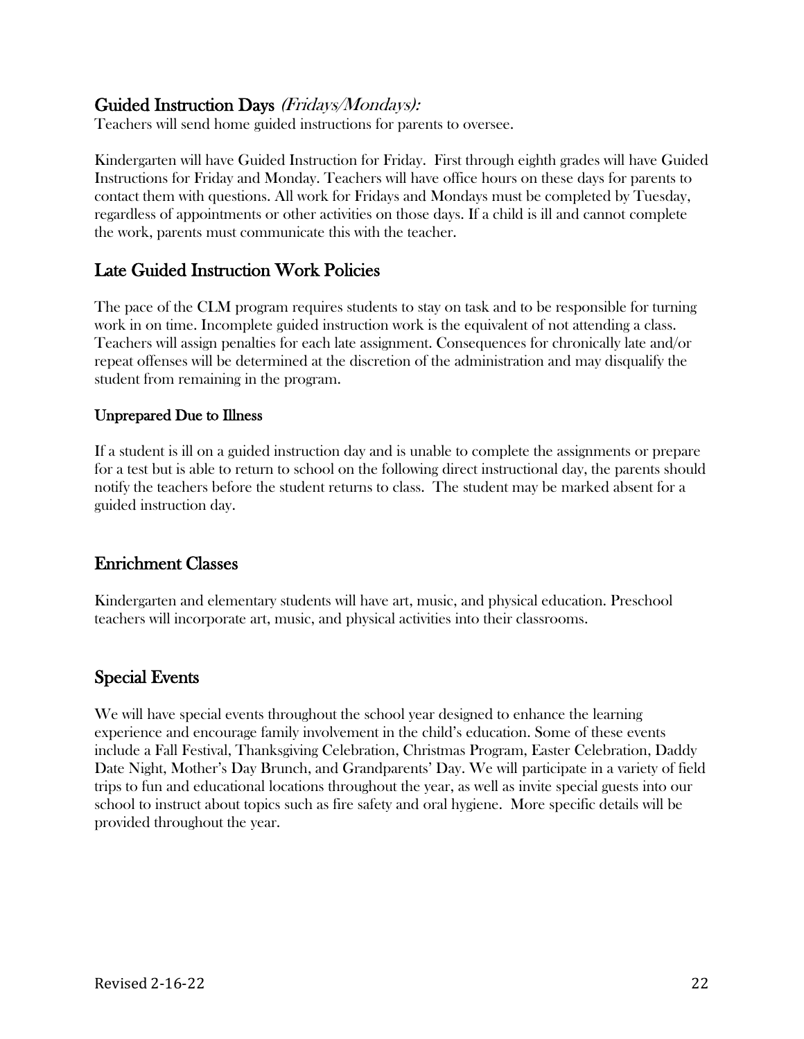## Guided Instruction Days *(Fridays/Mondays):*

Teachers will send home guided instructions for parents to oversee.

Kindergarten will have Guided Instruction for Friday. First through eighth grades will have Guided Instructions for Friday and Monday. Teachers will have office hours on these days for parents to contact them with questions. All work for Fridays and Mondays must be completed by Tuesday, regardless of appointments or other activities on those days. If a child is ill and cannot complete the work, parents must communicate this with the teacher.

## Late Guided Instruction Work Policies

The pace of the CLM program requires students to stay on task and to be responsible for turning work in on time. Incomplete guided instruction work is the equivalent of not attending a class. Teachers will assign penalties for each late assignment. Consequences for chronically late and/or repeat offenses will be determined at the discretion of the administration and may disqualify the student from remaining in the program.

### Unprepared Due to Illness

If a student is ill on a guided instruction day and is unable to complete the assignments or prepare for a test but is able to return to school on the following direct instructional day, the parents should notify the teachers before the student returns to class. The student may be marked absent for a guided instruction day.

## Enrichment Classes

Kindergarten and elementary students will have art, music, and physical education. Preschool teachers will incorporate art, music, and physical activities into their classrooms.

## Special Events

We will have special events throughout the school year designed to enhance the learning experience and encourage family involvement in the child's education. Some of these events include a Fall Festival, Thanksgiving Celebration, Christmas Program, Easter Celebration, Daddy Date Night, Mother's Day Brunch, and Grandparents' Day. We will participate in a variety of field trips to fun and educational locations throughout the year, as well as invite special guests into our school to instruct about topics such as fire safety and oral hygiene. More specific details will be provided throughout the year.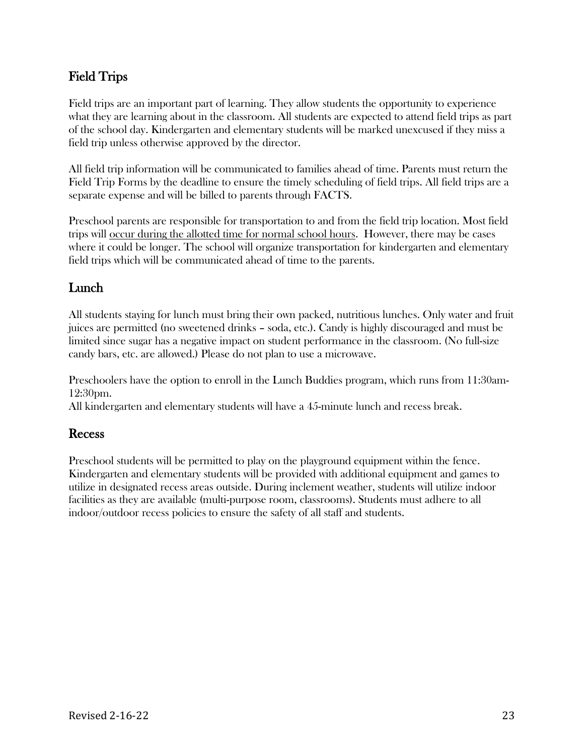## Field Trips

Field trips are an important part of learning. They allow students the opportunity to experience what they are learning about in the classroom. All students are expected to attend field trips as part of the school day. Kindergarten and elementary students will be marked unexcused if they miss a field trip unless otherwise approved by the director.

All field trip information will be communicated to families ahead of time. Parents must return the Field Trip Forms by the deadline to ensure the timely scheduling of field trips. All field trips are a separate expense and will be billed to parents through FACTS.

Preschool parents are responsible for transportation to and from the field trip location. Most field trips will <u>occur during the allotted time for normal school hours</u>. However, there may be cases where it could be longer. The school will organize transportation for kindergarten and elementary field trips which will be communicated ahead of time to the parents.

## Lunch

All students staying for lunch must bring their own packed, nutritious lunches. Only water and fruit juices are permitted (no sweetened drinks – soda, etc.). Candy is highly discouraged and must be limited since sugar has a negative impact on student performance in the classroom. (No full-size candy bars, etc. are allowed.) Please do not plan to use a microwave.

Preschoolers have the option to enroll in the Lunch Buddies program, which runs from 11:30am-12:30pm.
All kindergarten and elementary students will have a 45-minute lunch and recess break.

## Recess

Preschool students will be permitted to play on the playground equipment within the fence. Kindergarten and elementary students will be provided with additional equipment and games to utilize in designated recess areas outside. During inclement weather, students will utilize indoor facilities as they are available (multi-purpose room, classrooms). Students must adhere to all indoor/outdoor recess policies to ensure the safety of all staff and students.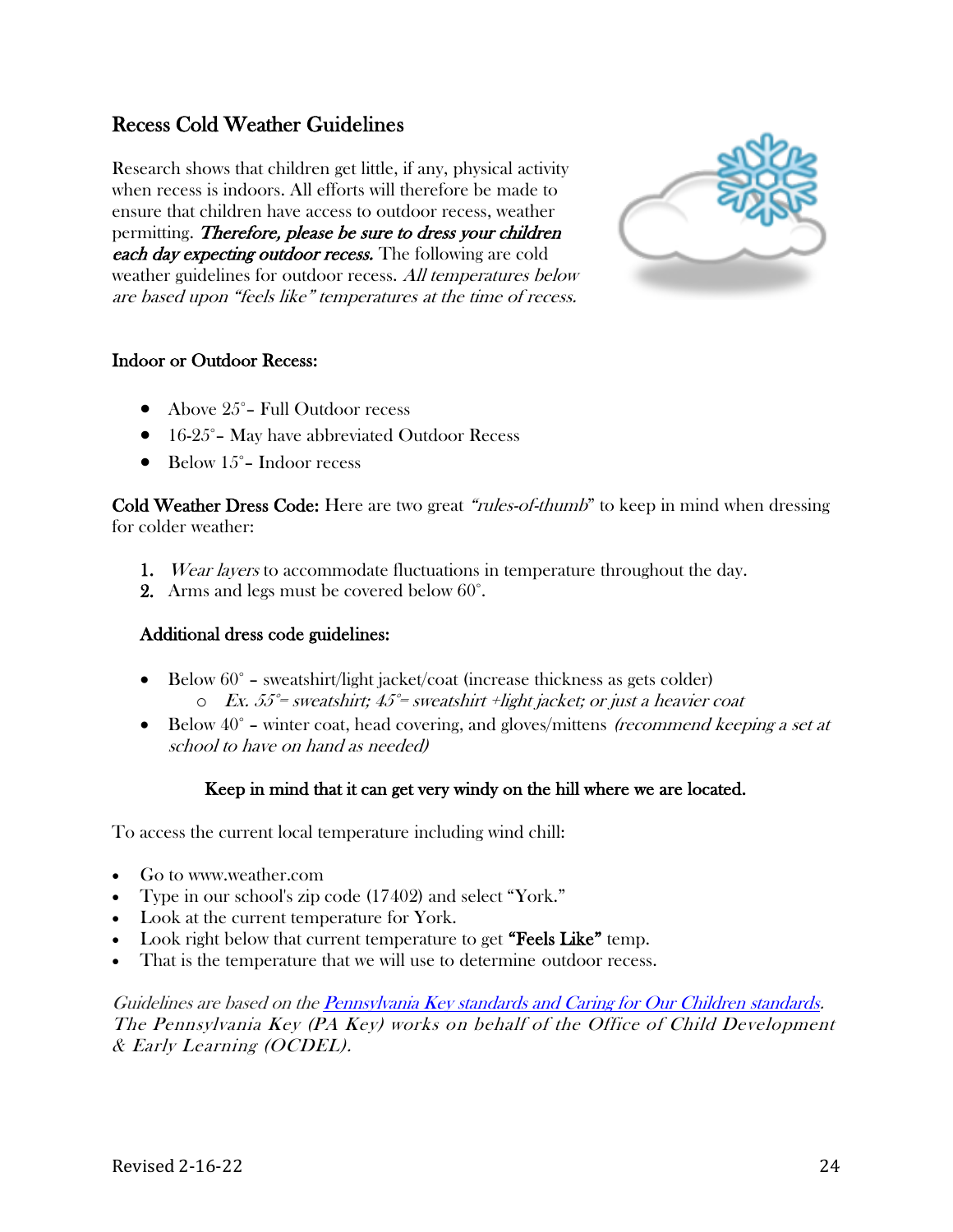## Recess Cold Weather Guidelines

Research shows that children get little, if any, physical activity when recess is indoors. All efforts will therefore be made to ensure that children have access to outdoor recess, weather permitting. ***Therefore, please be sure to dress your children each day expecting outdoor recess.*** The following are cold weather guidelines for outdoor recess. *All temperatures below are based upon "feels like" temperatures at the time of recess.*

**Indoor or Outdoor Recess:**

- Above 25°– Full Outdoor recess
- 16-25°– May have abbreviated Outdoor Recess
- Below 15°– Indoor recess

**Cold Weather Dress Code:** Here are two great *"rules-of-thumb*" to keep in mind when dressing for colder weather:

1. *Wear layers* to accommodate fluctuations in temperature throughout the day.
2. Arms and legs must be covered below 60°.

**Additional dress code guidelines:**

- Below 60° – sweatshirt/light jacket/coat (increase thickness as gets colder)
  - *Ex. 55°= sweatshirt; 45°= sweatshirt +light jacket; or just a heavier coat*
- Below 40° – winter coat, head covering, and gloves/mittens *(recommend keeping a set at school to have on hand as needed)*

**Keep in mind that it can get very windy on the hill where we are located.**

To access the current local temperature including wind chill:

- Go to www.weather.com
- Type in our school's zip code (17402) and select "York."
- Look at the current temperature for York.
- Look right below that current temperature to get **"Feels Like"** temp.
- That is the temperature that we will use to determine outdoor recess.

*Guidelines are based on the [Pennsylvania Key standards and Caring for Our Children standards](). The Pennsylvania Key (PA Key) works on behalf of the Office of Child Development & Early Learning (OCDEL).*

Revised 2-16-22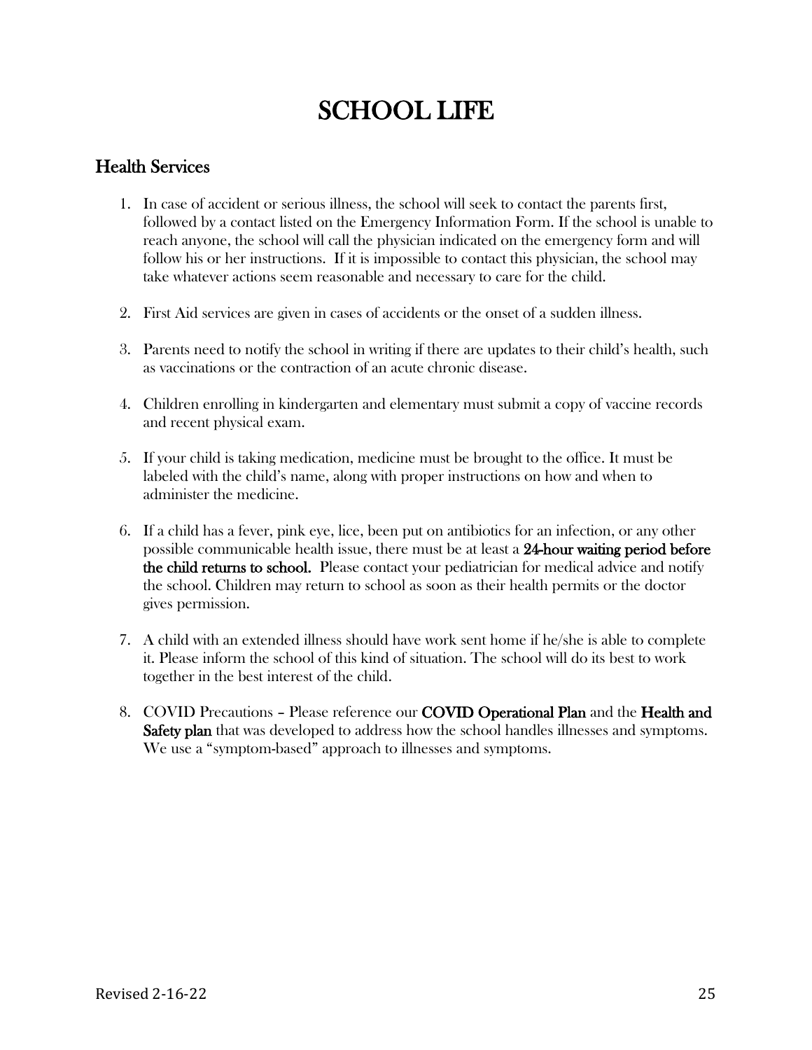# SCHOOL LIFE

## Health Services

1. In case of accident or serious illness, the school will seek to contact the parents first, followed by a contact listed on the Emergency Information Form. If the school is unable to reach anyone, the school will call the physician indicated on the emergency form and will follow his or her instructions. If it is impossible to contact this physician, the school may take whatever actions seem reasonable and necessary to care for the child.

2. First Aid services are given in cases of accidents or the onset of a sudden illness.

3. Parents need to notify the school in writing if there are updates to their child's health, such as vaccinations or the contraction of an acute chronic disease.

4. Children enrolling in kindergarten and elementary must submit a copy of vaccine records and recent physical exam.

5. If your child is taking medication, medicine must be brought to the office. It must be labeled with the child's name, along with proper instructions on how and when to administer the medicine.

6. If a child has a fever, pink eye, lice, been put on antibiotics for an infection, or any other possible communicable health issue, there must be at least a **24-hour waiting period before the child returns to school.** Please contact your pediatrician for medical advice and notify the school. Children may return to school as soon as their health permits or the doctor gives permission.

7. A child with an extended illness should have work sent home if he/she is able to complete it. Please inform the school of this kind of situation. The school will do its best to work together in the best interest of the child.

8. COVID Precautions – Please reference our **COVID Operational Plan** and the **Health and Safety plan** that was developed to address how the school handles illnesses and symptoms. We use a "symptom-based" approach to illnesses and symptoms.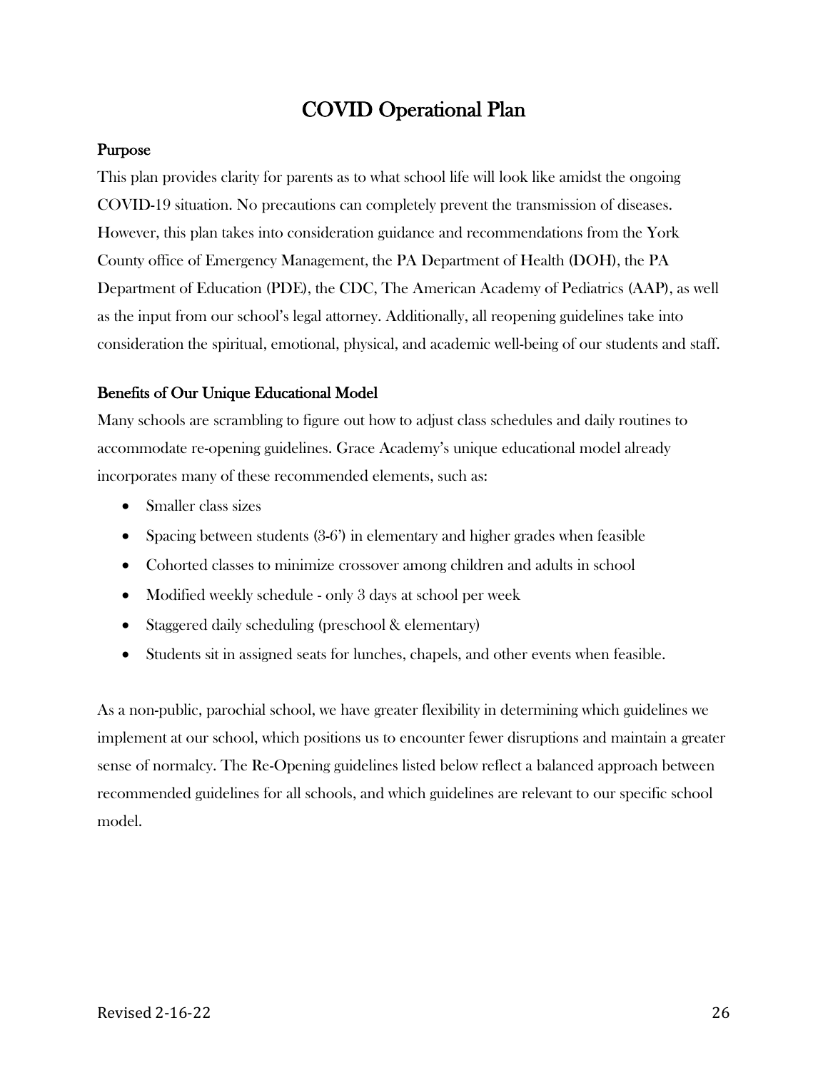# COVID Operational Plan

## Purpose

This plan provides clarity for parents as to what school life will look like amidst the ongoing COVID-19 situation. No precautions can completely prevent the transmission of diseases. However, this plan takes into consideration guidance and recommendations from the York County office of Emergency Management, the PA Department of Health (DOH), the PA Department of Education (PDE), the CDC, The American Academy of Pediatrics (AAP), as well as the input from our school's legal attorney. Additionally, all reopening guidelines take into consideration the spiritual, emotional, physical, and academic well-being of our students and staff.

## Benefits of Our Unique Educational Model

Many schools are scrambling to figure out how to adjust class schedules and daily routines to accommodate re-opening guidelines. Grace Academy's unique educational model already incorporates many of these recommended elements, such as:

- Smaller class sizes
- Spacing between students (3-6') in elementary and higher grades when feasible
- Cohorted classes to minimize crossover among children and adults in school
- Modified weekly schedule - only 3 days at school per week
- Staggered daily scheduling (preschool & elementary)
- Students sit in assigned seats for lunches, chapels, and other events when feasible.

As a non-public, parochial school, we have greater flexibility in determining which guidelines we implement at our school, which positions us to encounter fewer disruptions and maintain a greater sense of normalcy. The Re-Opening guidelines listed below reflect a balanced approach between recommended guidelines for all schools, and which guidelines are relevant to our specific school model.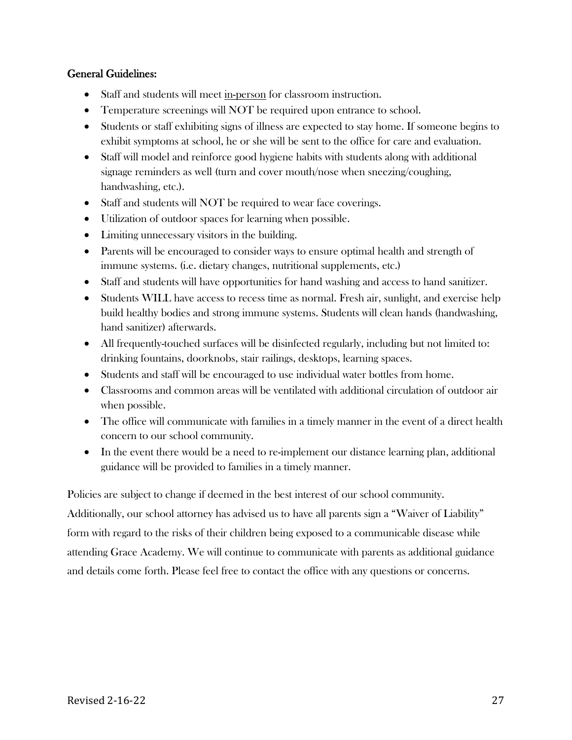**General Guidelines:**

- Staff and students will meet in-person for classroom instruction.
- Temperature screenings will NOT be required upon entrance to school.
- Students or staff exhibiting signs of illness are expected to stay home. If someone begins to exhibit symptoms at school, he or she will be sent to the office for care and evaluation.
- Staff will model and reinforce good hygiene habits with students along with additional signage reminders as well (turn and cover mouth/nose when sneezing/coughing, handwashing, etc.).
- Staff and students will NOT be required to wear face coverings.
- Utilization of outdoor spaces for learning when possible.
- Limiting unnecessary visitors in the building.
- Parents will be encouraged to consider ways to ensure optimal health and strength of immune systems. (i.e. dietary changes, nutritional supplements, etc.)
- Staff and students will have opportunities for hand washing and access to hand sanitizer.
- Students WILL have access to recess time as normal. Fresh air, sunlight, and exercise help build healthy bodies and strong immune systems. Students will clean hands (handwashing, hand sanitizer) afterwards.
- All frequently-touched surfaces will be disinfected regularly, including but not limited to: drinking fountains, doorknobs, stair railings, desktops, learning spaces.
- Students and staff will be encouraged to use individual water bottles from home.
- Classrooms and common areas will be ventilated with additional circulation of outdoor air when possible.
- The office will communicate with families in a timely manner in the event of a direct health concern to our school community.
- In the event there would be a need to re-implement our distance learning plan, additional guidance will be provided to families in a timely manner.

Policies are subject to change if deemed in the best interest of our school community. Additionally, our school attorney has advised us to have all parents sign a "Waiver of Liability" form with regard to the risks of their children being exposed to a communicable disease while attending Grace Academy. We will continue to communicate with parents as additional guidance and details come forth. Please feel free to contact the office with any questions or concerns.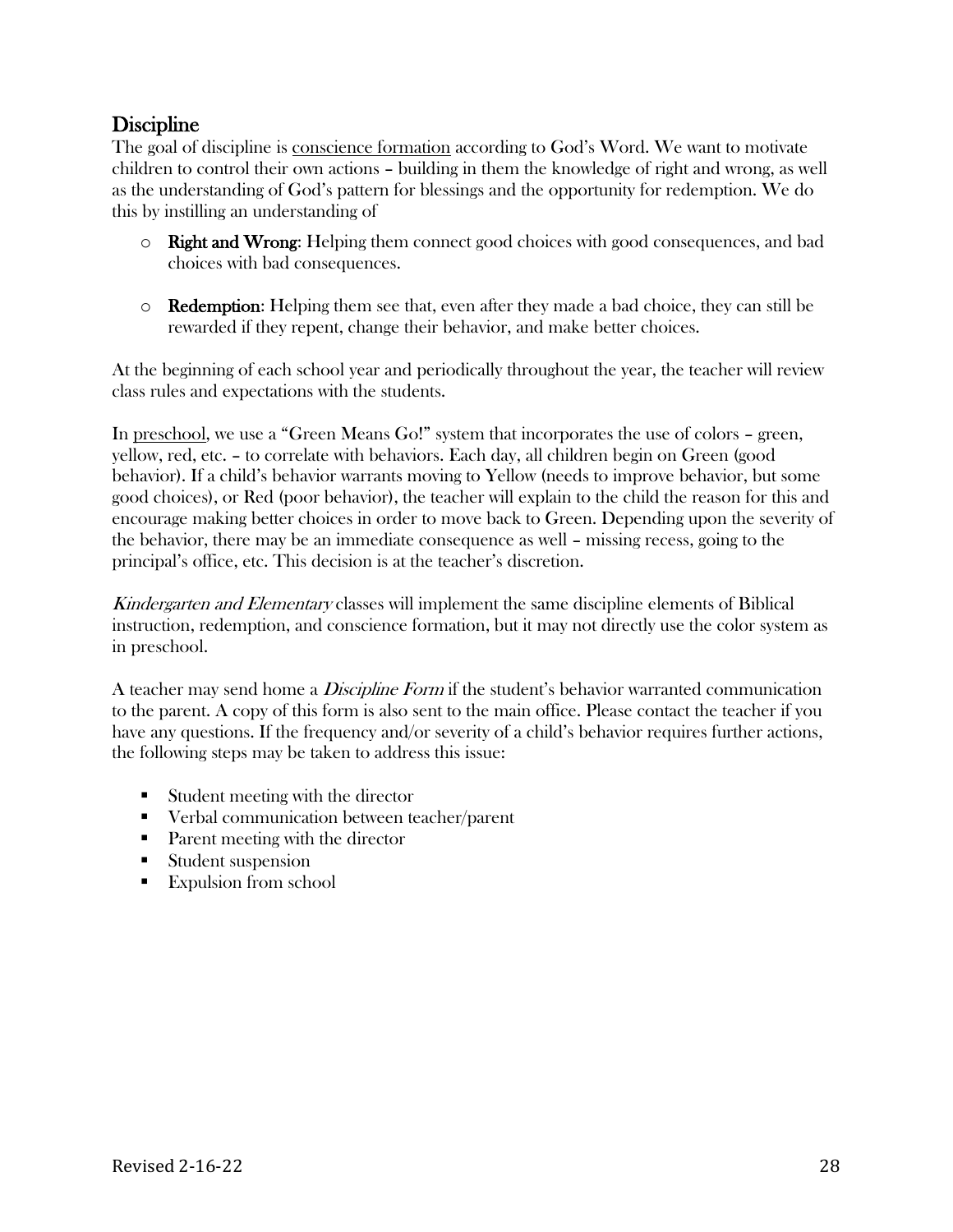## Discipline

The goal of discipline is <u>conscience formation</u> according to God's Word. We want to motivate children to control their own actions – building in them the knowledge of right and wrong, as well as the understanding of God's pattern for blessings and the opportunity for redemption. We do this by instilling an understanding of

- **Right and Wrong**: Helping them connect good choices with good consequences, and bad choices with bad consequences.
- **Redemption**: Helping them see that, even after they made a bad choice, they can still be rewarded if they repent, change their behavior, and make better choices.

At the beginning of each school year and periodically throughout the year, the teacher will review class rules and expectations with the students.

In <u>preschool</u>, we use a "Green Means Go!" system that incorporates the use of colors – green, yellow, red, etc. – to correlate with behaviors. Each day, all children begin on Green (good behavior). If a child's behavior warrants moving to Yellow (needs to improve behavior, but some good choices), or Red (poor behavior), the teacher will explain to the child the reason for this and encourage making better choices in order to move back to Green. Depending upon the severity of the behavior, there may be an immediate consequence as well – missing recess, going to the principal's office, etc. This decision is at the teacher's discretion.

*Kindergarten and Elementary* classes will implement the same discipline elements of Biblical instruction, redemption, and conscience formation, but it may not directly use the color system as in preschool.

A teacher may send home a *Discipline Form* if the student's behavior warranted communication to the parent. A copy of this form is also sent to the main office. Please contact the teacher if you have any questions. If the frequency and/or severity of a child's behavior requires further actions, the following steps may be taken to address this issue:

- Student meeting with the director
- Verbal communication between teacher/parent
- Parent meeting with the director
- Student suspension
- Expulsion from school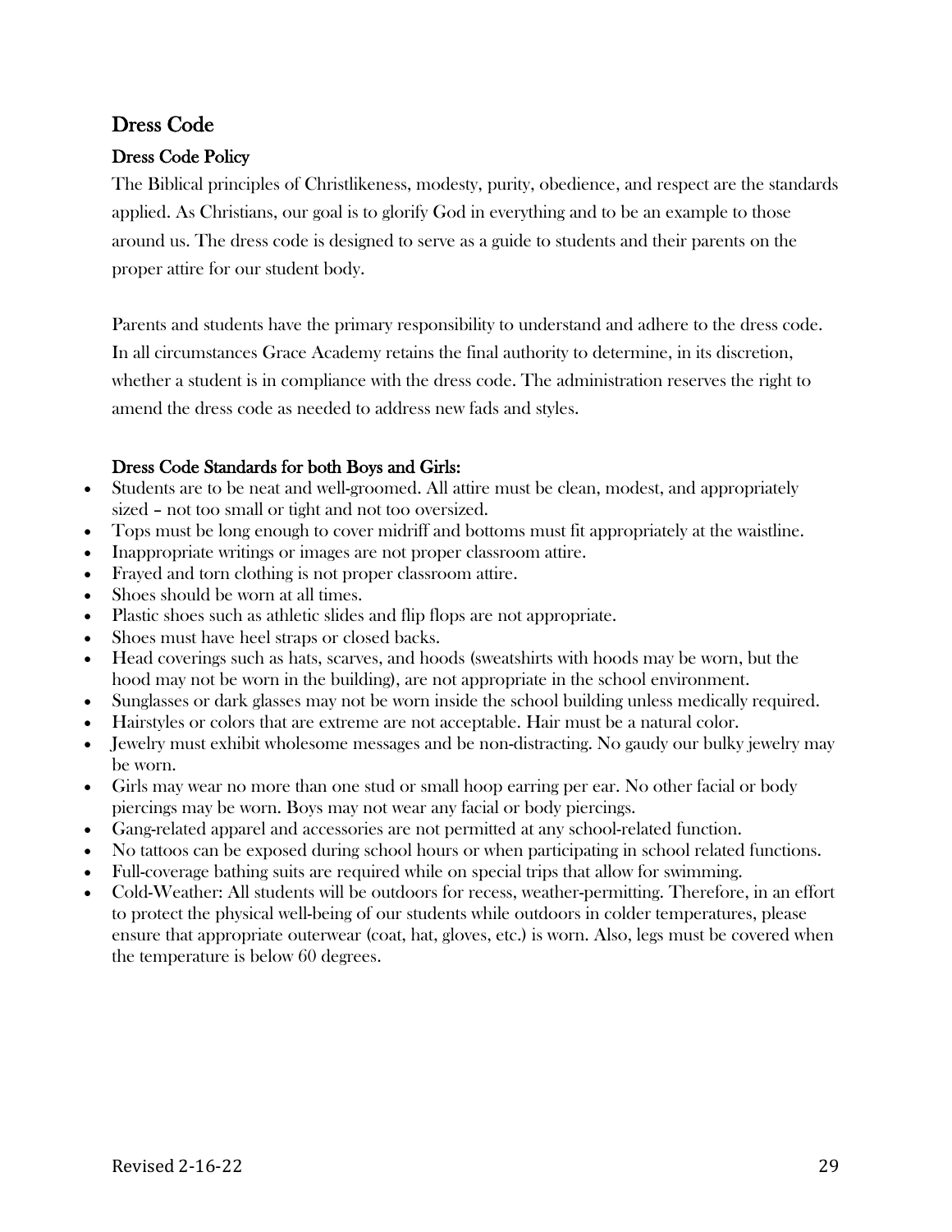## Dress Code

### Dress Code Policy

The Biblical principles of Christlikeness, modesty, purity, obedience, and respect are the standards applied. As Christians, our goal is to glorify God in everything and to be an example to those around us. The dress code is designed to serve as a guide to students and their parents on the proper attire for our student body.

Parents and students have the primary responsibility to understand and adhere to the dress code. In all circumstances Grace Academy retains the final authority to determine, in its discretion, whether a student is in compliance with the dress code. The administration reserves the right to amend the dress code as needed to address new fads and styles.

### Dress Code Standards for both Boys and Girls:

- Students are to be neat and well-groomed. All attire must be clean, modest, and appropriately sized – not too small or tight and not too oversized.
- Tops must be long enough to cover midriff and bottoms must fit appropriately at the waistline.
- Inappropriate writings or images are not proper classroom attire.
- Frayed and torn clothing is not proper classroom attire.
- Shoes should be worn at all times.
- Plastic shoes such as athletic slides and flip flops are not appropriate.
- Shoes must have heel straps or closed backs.
- Head coverings such as hats, scarves, and hoods (sweatshirts with hoods may be worn, but the hood may not be worn in the building), are not appropriate in the school environment.
- Sunglasses or dark glasses may not be worn inside the school building unless medically required.
- Hairstyles or colors that are extreme are not acceptable. Hair must be a natural color.
- Jewelry must exhibit wholesome messages and be non-distracting. No gaudy our bulky jewelry may be worn.
- Girls may wear no more than one stud or small hoop earring per ear. No other facial or body piercings may be worn. Boys may not wear any facial or body piercings.
- Gang-related apparel and accessories are not permitted at any school-related function.
- No tattoos can be exposed during school hours or when participating in school related functions.
- Full-coverage bathing suits are required while on special trips that allow for swimming.
- Cold-Weather: All students will be outdoors for recess, weather-permitting. Therefore, in an effort to protect the physical well-being of our students while outdoors in colder temperatures, please ensure that appropriate outerwear (coat, hat, gloves, etc.) is worn. Also, legs must be covered when the temperature is below 60 degrees.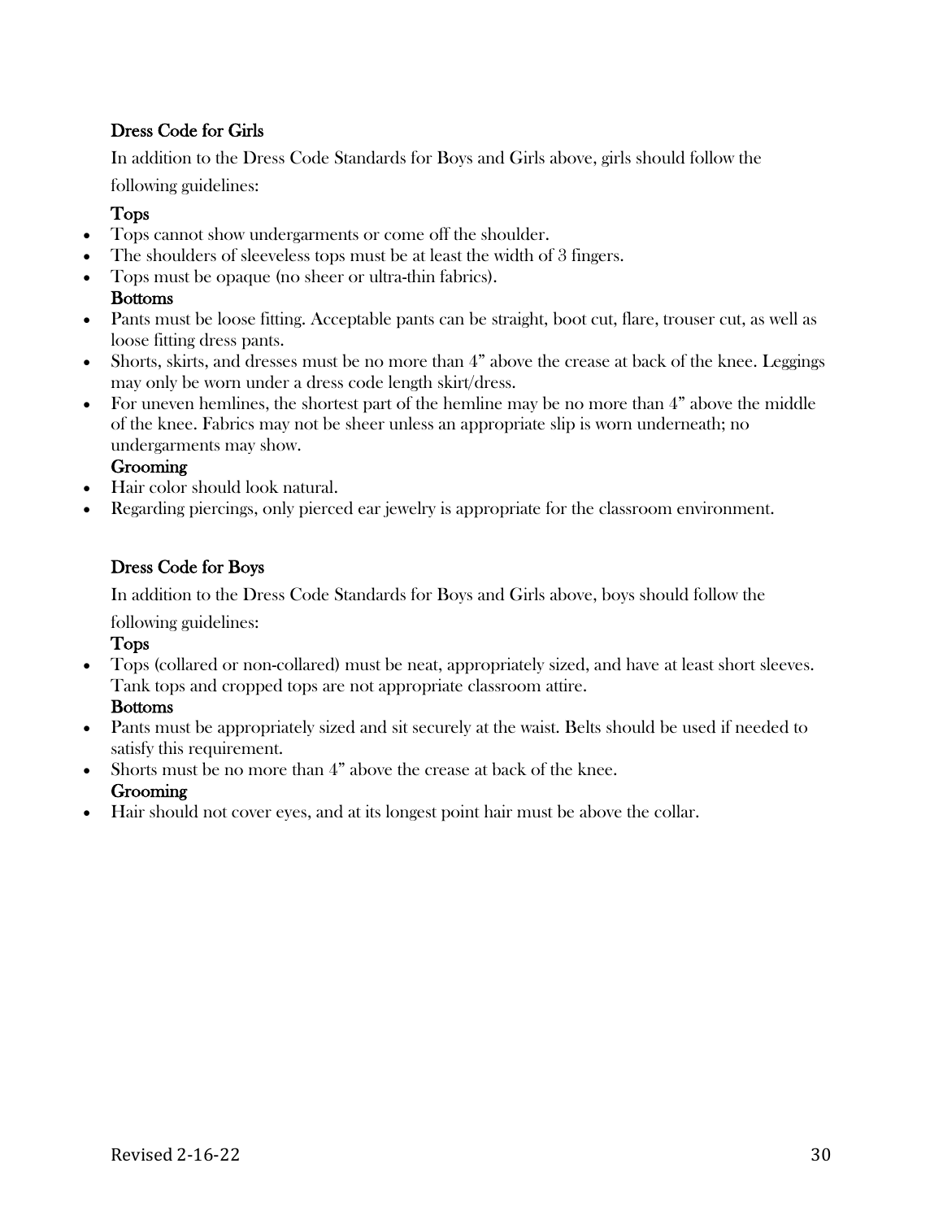## Dress Code for Girls

In addition to the Dress Code Standards for Boys and Girls above, girls should follow the following guidelines:

### Tops

- Tops cannot show undergarments or come off the shoulder.
- The shoulders of sleeveless tops must be at least the width of 3 fingers.
- Tops must be opaque (no sheer or ultra-thin fabrics).

### Bottoms

- Pants must be loose fitting. Acceptable pants can be straight, boot cut, flare, trouser cut, as well as loose fitting dress pants.
- Shorts, skirts, and dresses must be no more than 4" above the crease at back of the knee. Leggings may only be worn under a dress code length skirt/dress.
- For uneven hemlines, the shortest part of the hemline may be no more than 4" above the middle of the knee. Fabrics may not be sheer unless an appropriate slip is worn underneath; no undergarments may show.

### Grooming

- Hair color should look natural.
- Regarding piercings, only pierced ear jewelry is appropriate for the classroom environment.

## Dress Code for Boys

In addition to the Dress Code Standards for Boys and Girls above, boys should follow the following guidelines:

### Tops

- Tops (collared or non-collared) must be neat, appropriately sized, and have at least short sleeves. Tank tops and cropped tops are not appropriate classroom attire.

### Bottoms

- Pants must be appropriately sized and sit securely at the waist. Belts should be used if needed to satisfy this requirement.
- Shorts must be no more than 4" above the crease at back of the knee.

### Grooming

- Hair should not cover eyes, and at its longest point hair must be above the collar.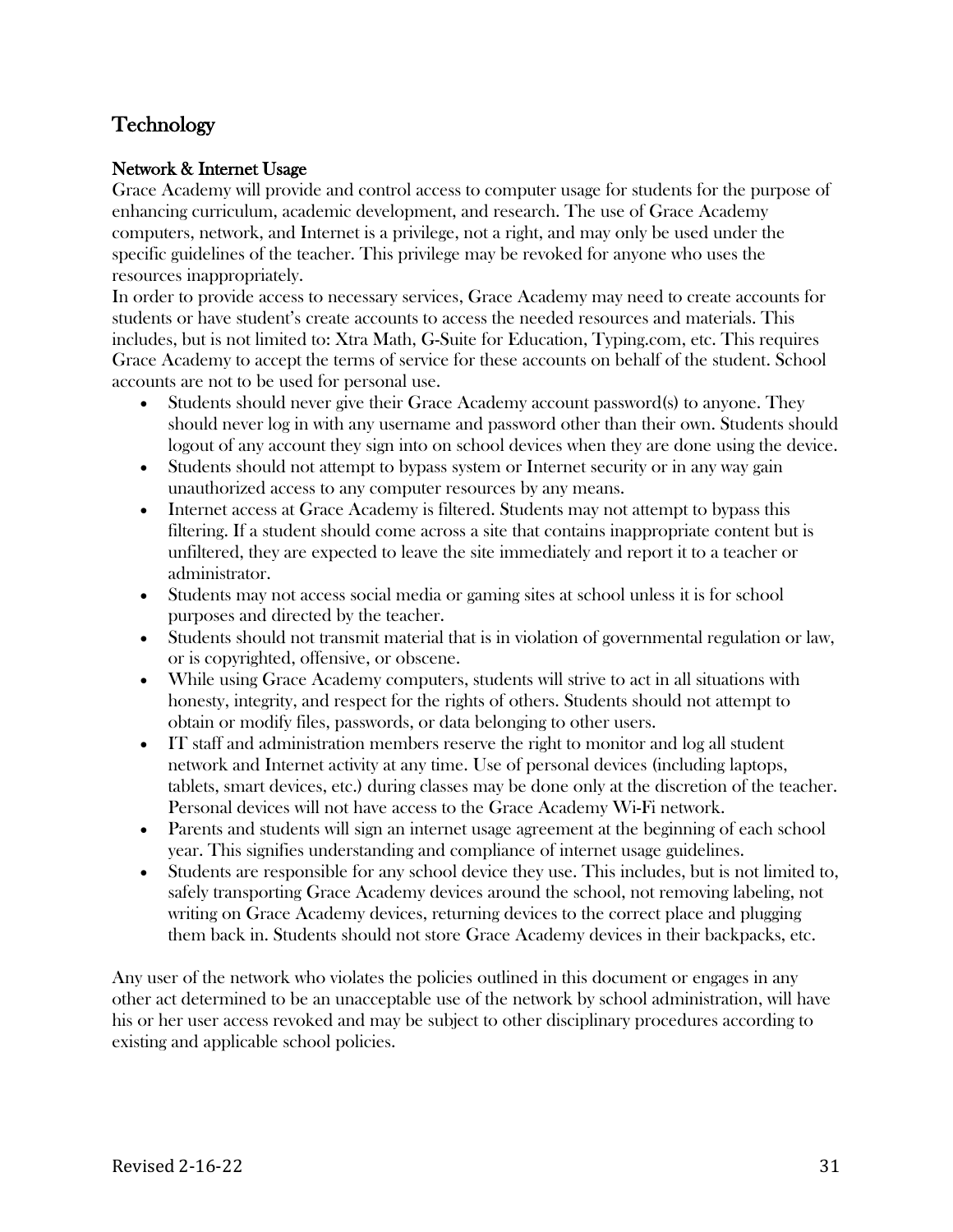# Technology

## Network & Internet Usage

Grace Academy will provide and control access to computer usage for students for the purpose of enhancing curriculum, academic development, and research. The use of Grace Academy computers, network, and Internet is a privilege, not a right, and may only be used under the specific guidelines of the teacher. This privilege may be revoked for anyone who uses the resources inappropriately.

In order to provide access to necessary services, Grace Academy may need to create accounts for students or have student's create accounts to access the needed resources and materials. This includes, but is not limited to: Xtra Math, G-Suite for Education, Typing.com, etc. This requires Grace Academy to accept the terms of service for these accounts on behalf of the student. School accounts are not to be used for personal use.

- Students should never give their Grace Academy account password(s) to anyone. They should never log in with any username and password other than their own. Students should logout of any account they sign into on school devices when they are done using the device.
- Students should not attempt to bypass system or Internet security or in any way gain unauthorized access to any computer resources by any means.
- Internet access at Grace Academy is filtered. Students may not attempt to bypass this filtering. If a student should come across a site that contains inappropriate content but is unfiltered, they are expected to leave the site immediately and report it to a teacher or administrator.
- Students may not access social media or gaming sites at school unless it is for school purposes and directed by the teacher.
- Students should not transmit material that is in violation of governmental regulation or law, or is copyrighted, offensive, or obscene.
- While using Grace Academy computers, students will strive to act in all situations with honesty, integrity, and respect for the rights of others. Students should not attempt to obtain or modify files, passwords, or data belonging to other users.
- IT staff and administration members reserve the right to monitor and log all student network and Internet activity at any time. Use of personal devices (including laptops, tablets, smart devices, etc.) during classes may be done only at the discretion of the teacher. Personal devices will not have access to the Grace Academy Wi-Fi network.
- Parents and students will sign an internet usage agreement at the beginning of each school year. This signifies understanding and compliance of internet usage guidelines.
- Students are responsible for any school device they use. This includes, but is not limited to, safely transporting Grace Academy devices around the school, not removing labeling, not writing on Grace Academy devices, returning devices to the correct place and plugging them back in. Students should not store Grace Academy devices in their backpacks, etc.

Any user of the network who violates the policies outlined in this document or engages in any other act determined to be an unacceptable use of the network by school administration, will have his or her user access revoked and may be subject to other disciplinary procedures according to existing and applicable school policies.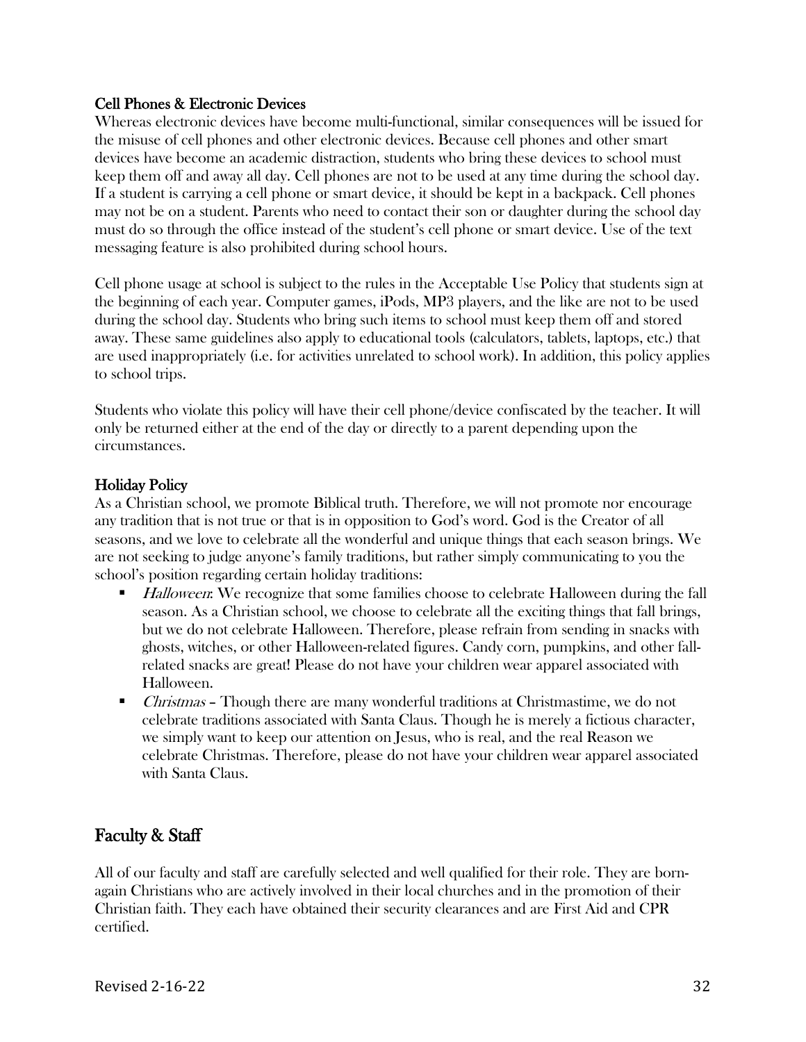### Cell Phones & Electronic Devices

Whereas electronic devices have become multi-functional, similar consequences will be issued for the misuse of cell phones and other electronic devices. Because cell phones and other smart devices have become an academic distraction, students who bring these devices to school must keep them off and away all day. Cell phones are not to be used at any time during the school day. If a student is carrying a cell phone or smart device, it should be kept in a backpack. Cell phones may not be on a student. Parents who need to contact their son or daughter during the school day must do so through the office instead of the student's cell phone or smart device. Use of the text messaging feature is also prohibited during school hours.

Cell phone usage at school is subject to the rules in the Acceptable Use Policy that students sign at the beginning of each year. Computer games, iPods, MP3 players, and the like are not to be used during the school day. Students who bring such items to school must keep them off and stored away. These same guidelines also apply to educational tools (calculators, tablets, laptops, etc.) that are used inappropriately (i.e. for activities unrelated to school work). In addition, this policy applies to school trips.

Students who violate this policy will have their cell phone/device confiscated by the teacher. It will only be returned either at the end of the day or directly to a parent depending upon the circumstances.

### Holiday Policy

As a Christian school, we promote Biblical truth. Therefore, we will not promote nor encourage any tradition that is not true or that is in opposition to God's word. God is the Creator of all seasons, and we love to celebrate all the wonderful and unique things that each season brings. We are not seeking to judge anyone's family traditions, but rather simply communicating to you the school's position regarding certain holiday traditions:

- *Halloween*: We recognize that some families choose to celebrate Halloween during the fall season. As a Christian school, we choose to celebrate all the exciting things that fall brings, but we do not celebrate Halloween. Therefore, please refrain from sending in snacks with ghosts, witches, or other Halloween-related figures. Candy corn, pumpkins, and other fall-related snacks are great! Please do not have your children wear apparel associated with Halloween.
- *Christmas* – Though there are many wonderful traditions at Christmastime, we do not celebrate traditions associated with Santa Claus. Though he is merely a fictious character, we simply want to keep our attention on Jesus, who is real, and the real Reason we celebrate Christmas. Therefore, please do not have your children wear apparel associated with Santa Claus.

## Faculty & Staff

All of our faculty and staff are carefully selected and well qualified for their role. They are born-again Christians who are actively involved in their local churches and in the promotion of their Christian faith. They each have obtained their security clearances and are First Aid and CPR certified.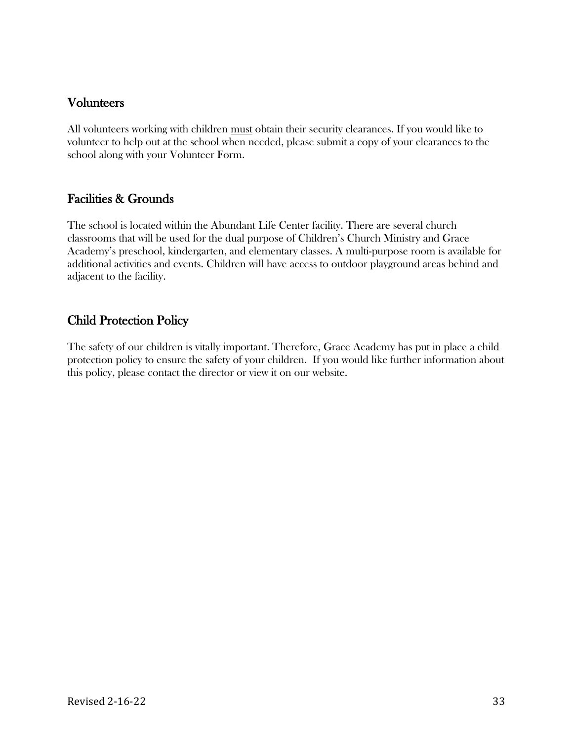## Volunteers

All volunteers working with children <u>must</u> obtain their security clearances. If you would like to volunteer to help out at the school when needed, please submit a copy of your clearances to the school along with your Volunteer Form.

## Facilities & Grounds

The school is located within the Abundant Life Center facility. There are several church classrooms that will be used for the dual purpose of Children's Church Ministry and Grace Academy's preschool, kindergarten, and elementary classes. A multi-purpose room is available for additional activities and events. Children will have access to outdoor playground areas behind and adjacent to the facility.

## Child Protection Policy

The safety of our children is vitally important. Therefore, Grace Academy has put in place a child protection policy to ensure the safety of your children. If you would like further information about this policy, please contact the director or view it on our website.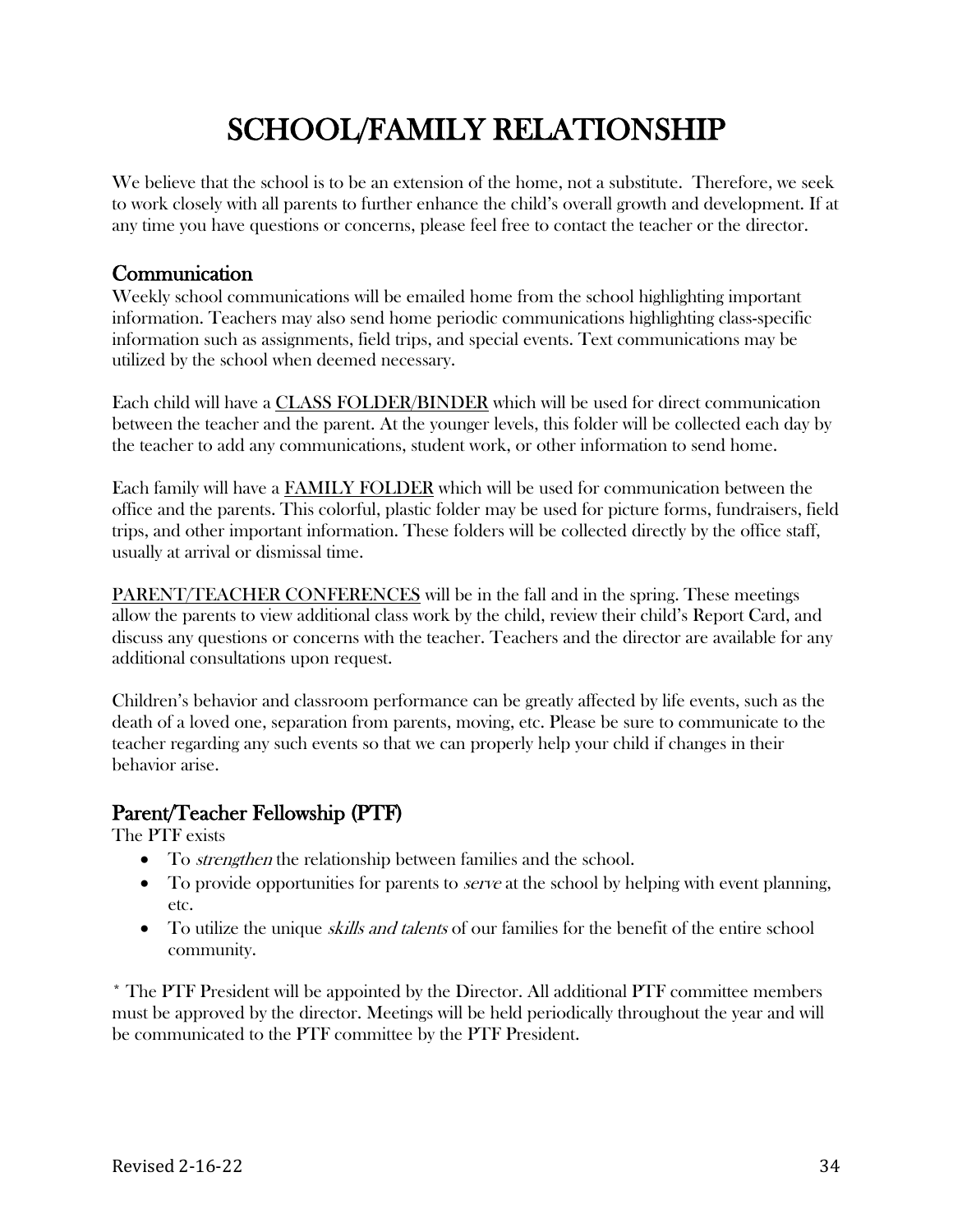# SCHOOL/FAMILY RELATIONSHIP

We believe that the school is to be an extension of the home, not a substitute. Therefore, we seek to work closely with all parents to further enhance the child's overall growth and development. If at any time you have questions or concerns, please feel free to contact the teacher or the director.

## Communication

Weekly school communications will be emailed home from the school highlighting important information. Teachers may also send home periodic communications highlighting class-specific information such as assignments, field trips, and special events. Text communications may be utilized by the school when deemed necessary.

Each child will have a <u>CLASS FOLDER/BINDER</u> which will be used for direct communication between the teacher and the parent. At the younger levels, this folder will be collected each day by the teacher to add any communications, student work, or other information to send home.

Each family will have a <u>FAMILY FOLDER</u> which will be used for communication between the office and the parents. This colorful, plastic folder may be used for picture forms, fundraisers, field trips, and other important information. These folders will be collected directly by the office staff, usually at arrival or dismissal time.

<u>PARENT/TEACHER CONFERENCES</u> will be in the fall and in the spring. These meetings allow the parents to view additional class work by the child, review their child's Report Card, and discuss any questions or concerns with the teacher. Teachers and the director are available for any additional consultations upon request.

Children's behavior and classroom performance can be greatly affected by life events, such as the death of a loved one, separation from parents, moving, etc. Please be sure to communicate to the teacher regarding any such events so that we can properly help your child if changes in their behavior arise.

## Parent/Teacher Fellowship (PTF)

The PTF exists

- To *strengthen* the relationship between families and the school.
- To provide opportunities for parents to *serve* at the school by helping with event planning, etc.
- To utilize the unique *skills and talents* of our families for the benefit of the entire school community.

* The PTF President will be appointed by the Director. All additional PTF committee members must be approved by the director. Meetings will be held periodically throughout the year and will be communicated to the PTF committee by the PTF President.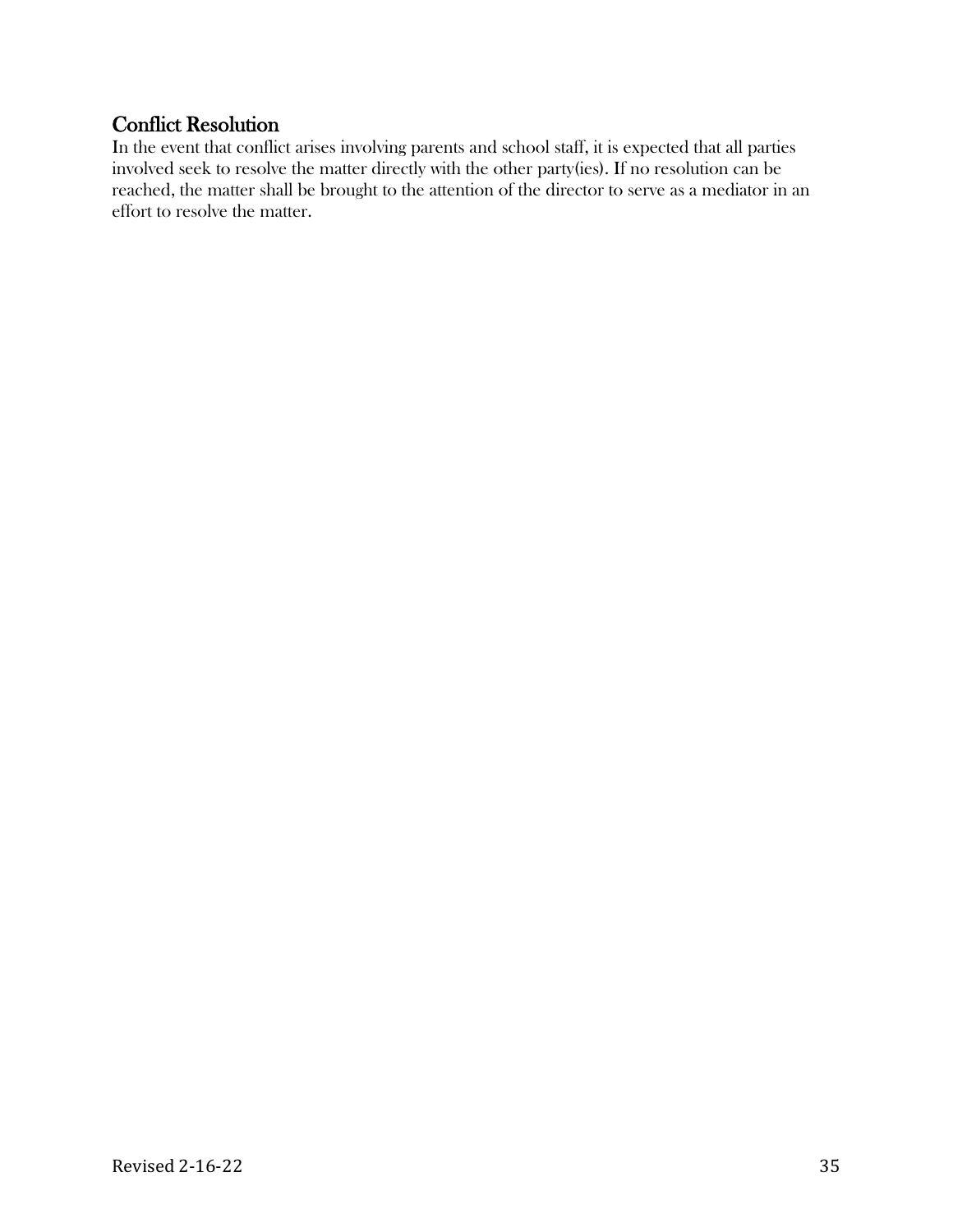## Conflict Resolution

In the event that conflict arises involving parents and school staff, it is expected that all parties involved seek to resolve the matter directly with the other party(ies). If no resolution can be reached, the matter shall be brought to the attention of the director to serve as a mediator in an effort to resolve the matter.